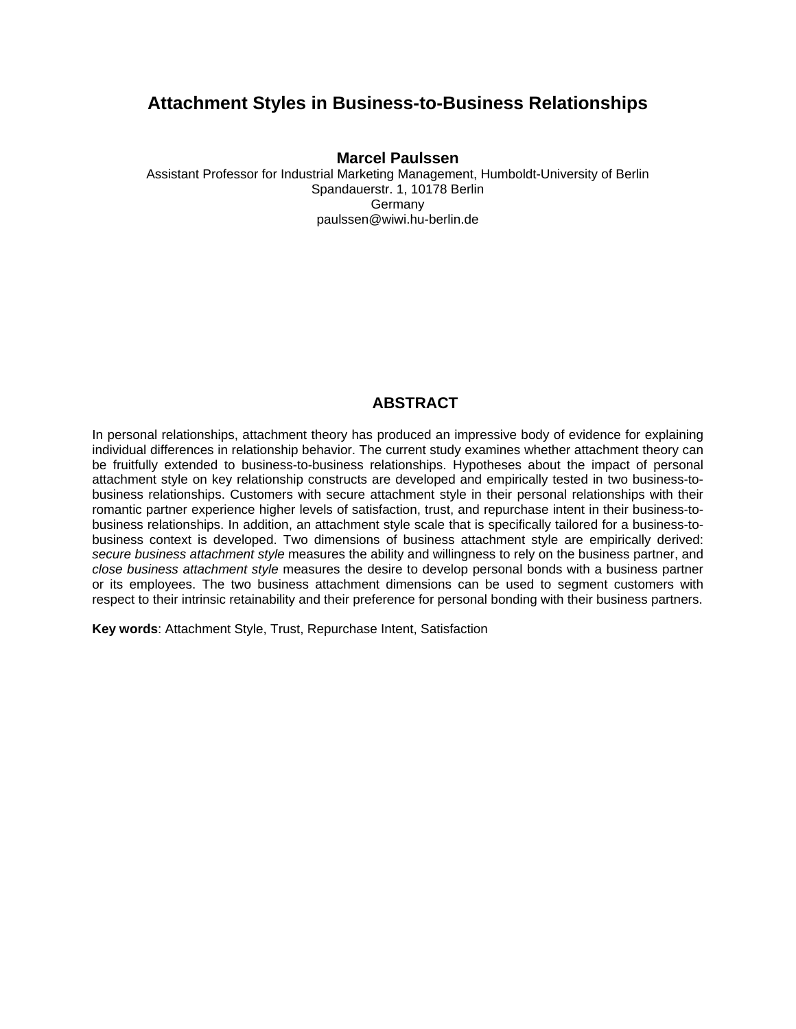# Attachment Styles in Business-to-Business Relationships

**Marcel Paulssen**

Assistant Professor for Industrial Marketing Management, Humboldt-University of Berlin
Spandauerstr. 1, 10178 Berlin
Germany
paulssen@wiwi.hu-berlin.de

## ABSTRACT

In personal relationships, attachment theory has produced an impressive body of evidence for explaining individual differences in relationship behavior. The current study examines whether attachment theory can be fruitfully extended to business-to-business relationships. Hypotheses about the impact of personal attachment style on key relationship constructs are developed and empirically tested in two business-to-business relationships. Customers with secure attachment style in their personal relationships with their romantic partner experience higher levels of satisfaction, trust, and repurchase intent in their business-to-business relationships. In addition, an attachment style scale that is specifically tailored for a business-to-business context is developed. Two dimensions of business attachment style are empirically derived: *secure business attachment style* measures the ability and willingness to rely on the business partner, and *close business attachment style* measures the desire to develop personal bonds with a business partner or its employees. The two business attachment dimensions can be used to segment customers with respect to their intrinsic retainability and their preference for personal bonding with their business partners.

**Key words**: Attachment Style, Trust, Repurchase Intent, Satisfaction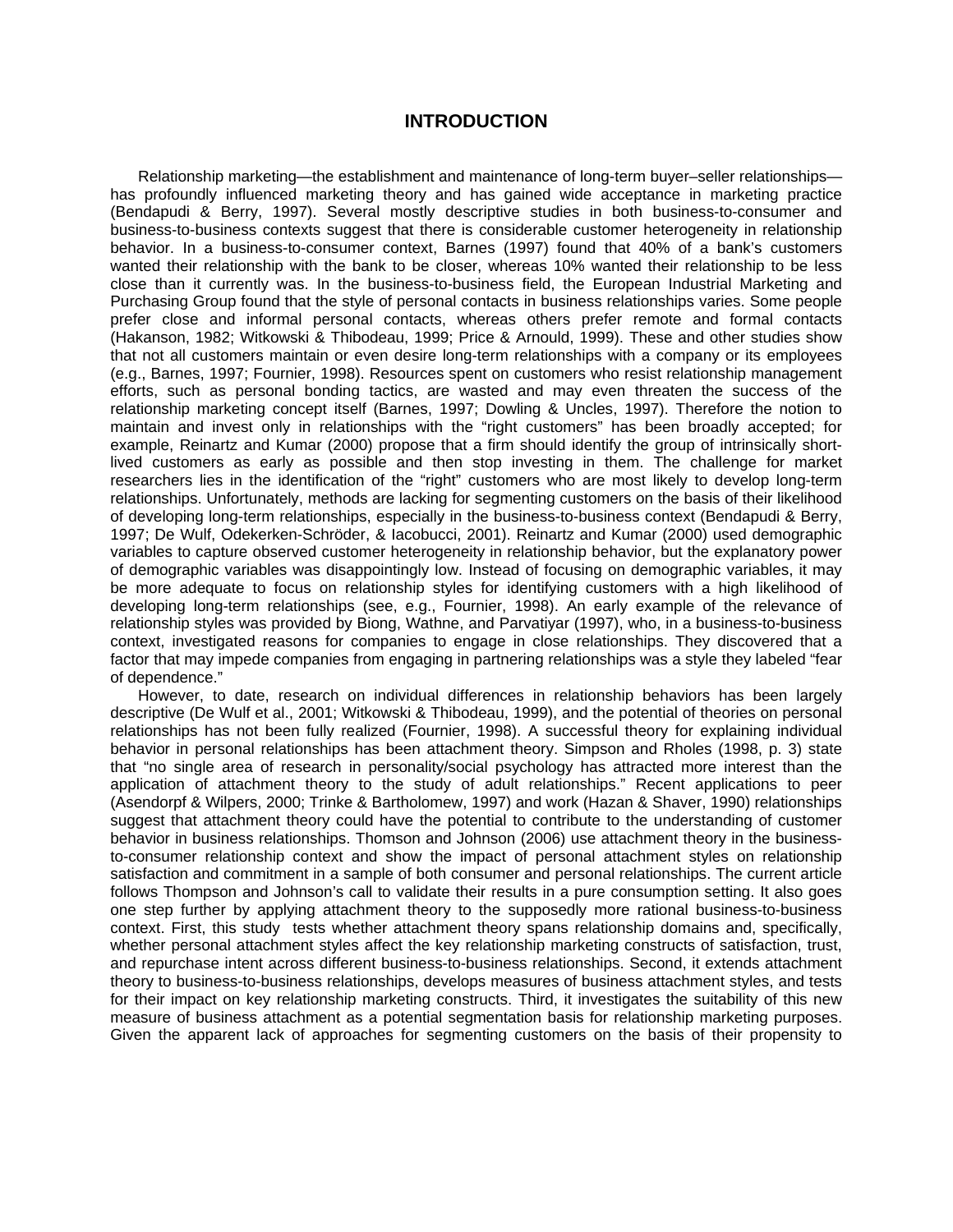# INTRODUCTION

Relationship marketing—the establishment and maintenance of long-term buyer–seller relationships—has profoundly influenced marketing theory and has gained wide acceptance in marketing practice (Bendapudi & Berry, 1997). Several mostly descriptive studies in both business-to-consumer and business-to-business contexts suggest that there is considerable customer heterogeneity in relationship behavior. In a business-to-consumer context, Barnes (1997) found that 40% of a bank's customers wanted their relationship with the bank to be closer, whereas 10% wanted their relationship to be less close than it currently was. In the business-to-business field, the European Industrial Marketing and Purchasing Group found that the style of personal contacts in business relationships varies. Some people prefer close and informal personal contacts, whereas others prefer remote and formal contacts (Hakanson, 1982; Witkowski & Thibodeau, 1999; Price & Arnould, 1999). These and other studies show that not all customers maintain or even desire long-term relationships with a company or its employees (e.g., Barnes, 1997; Fournier, 1998). Resources spent on customers who resist relationship management efforts, such as personal bonding tactics, are wasted and may even threaten the success of the relationship marketing concept itself (Barnes, 1997; Dowling & Uncles, 1997). Therefore the notion to maintain and invest only in relationships with the "right customers" has been broadly accepted; for example, Reinartz and Kumar (2000) propose that a firm should identify the group of intrinsically short-lived customers as early as possible and then stop investing in them. The challenge for market researchers lies in the identification of the "right" customers who are most likely to develop long-term relationships. Unfortunately, methods are lacking for segmenting customers on the basis of their likelihood of developing long-term relationships, especially in the business-to-business context (Bendapudi & Berry, 1997; De Wulf, Odekerken-Schröder, & Iacobucci, 2001). Reinartz and Kumar (2000) used demographic variables to capture observed customer heterogeneity in relationship behavior, but the explanatory power of demographic variables was disappointingly low. Instead of focusing on demographic variables, it may be more adequate to focus on relationship styles for identifying customers with a high likelihood of developing long-term relationships (see, e.g., Fournier, 1998). An early example of the relevance of relationship styles was provided by Biong, Wathne, and Parvatiyar (1997), who, in a business-to-business context, investigated reasons for companies to engage in close relationships. They discovered that a factor that may impede companies from engaging in partnering relationships was a style they labeled "fear of dependence."

However, to date, research on individual differences in relationship behaviors has been largely descriptive (De Wulf et al., 2001; Witkowski & Thibodeau, 1999), and the potential of theories on personal relationships has not been fully realized (Fournier, 1998). A successful theory for explaining individual behavior in personal relationships has been attachment theory. Simpson and Rholes (1998, p. 3) state that "no single area of research in personality/social psychology has attracted more interest than the application of attachment theory to the study of adult relationships." Recent applications to peer (Asendorpf & Wilpers, 2000; Trinke & Bartholomew, 1997) and work (Hazan & Shaver, 1990) relationships suggest that attachment theory could have the potential to contribute to the understanding of customer behavior in business relationships. Thomson and Johnson (2006) use attachment theory in the business-to-consumer relationship context and show the impact of personal attachment styles on relationship satisfaction and commitment in a sample of both consumer and personal relationships. The current article follows Thompson and Johnson's call to validate their results in a pure consumption setting. It also goes one step further by applying attachment theory to the supposedly more rational business-to-business context. First, this study tests whether attachment theory spans relationship domains and, specifically, whether personal attachment styles affect the key relationship marketing constructs of satisfaction, trust, and repurchase intent across different business-to-business relationships. Second, it extends attachment theory to business-to-business relationships, develops measures of business attachment styles, and tests for their impact on key relationship marketing constructs. Third, it investigates the suitability of this new measure of business attachment as a potential segmentation basis for relationship marketing purposes. Given the apparent lack of approaches for segmenting customers on the basis of their propensity to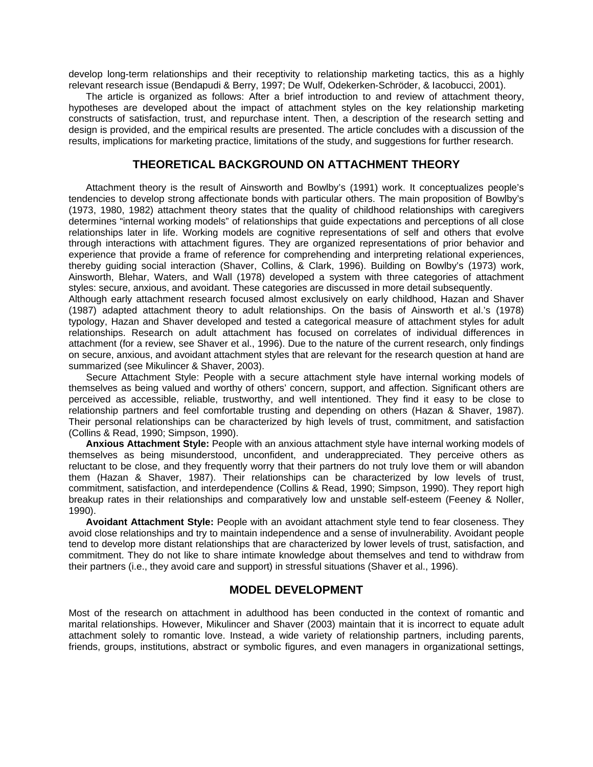develop long-term relationships and their receptivity to relationship marketing tactics, this as a highly relevant research issue (Bendapudi & Berry, 1997; De Wulf, Odekerken-Schröder, & Iacobucci, 2001).

The article is organized as follows: After a brief introduction to and review of attachment theory, hypotheses are developed about the impact of attachment styles on the key relationship marketing constructs of satisfaction, trust, and repurchase intent. Then, a description of the research setting and design is provided, and the empirical results are presented. The article concludes with a discussion of the results, implications for marketing practice, limitations of the study, and suggestions for further research.

## THEORETICAL BACKGROUND ON ATTACHMENT THEORY

Attachment theory is the result of Ainsworth and Bowlby's (1991) work. It conceptualizes people's tendencies to develop strong affectionate bonds with particular others. The main proposition of Bowlby's (1973, 1980, 1982) attachment theory states that the quality of childhood relationships with caregivers determines "internal working models" of relationships that guide expectations and perceptions of all close relationships later in life. Working models are cognitive representations of self and others that evolve through interactions with attachment figures. They are organized representations of prior behavior and experience that provide a frame of reference for comprehending and interpreting relational experiences, thereby guiding social interaction (Shaver, Collins, & Clark, 1996). Building on Bowlby's (1973) work, Ainsworth, Blehar, Waters, and Wall (1978) developed a system with three categories of attachment styles: secure, anxious, and avoidant. These categories are discussed in more detail subsequently.

Although early attachment research focused almost exclusively on early childhood, Hazan and Shaver (1987) adapted attachment theory to adult relationships. On the basis of Ainsworth et al.'s (1978) typology, Hazan and Shaver developed and tested a categorical measure of attachment styles for adult relationships. Research on adult attachment has focused on correlates of individual differences in attachment (for a review, see Shaver et al., 1996). Due to the nature of the current research, only findings on secure, anxious, and avoidant attachment styles that are relevant for the research question at hand are summarized (see Mikulincer & Shaver, 2003).

Secure Attachment Style: People with a secure attachment style have internal working models of themselves as being valued and worthy of others' concern, support, and affection. Significant others are perceived as accessible, reliable, trustworthy, and well intentioned. They find it easy to be close to relationship partners and feel comfortable trusting and depending on others (Hazan & Shaver, 1987). Their personal relationships can be characterized by high levels of trust, commitment, and satisfaction (Collins & Read, 1990; Simpson, 1990).

**Anxious Attachment Style:** People with an anxious attachment style have internal working models of themselves as being misunderstood, unconfident, and underappreciated. They perceive others as reluctant to be close, and they frequently worry that their partners do not truly love them or will abandon them (Hazan & Shaver, 1987). Their relationships can be characterized by low levels of trust, commitment, satisfaction, and interdependence (Collins & Read, 1990; Simpson, 1990). They report high breakup rates in their relationships and comparatively low and unstable self-esteem (Feeney & Noller, 1990).

**Avoidant Attachment Style:** People with an avoidant attachment style tend to fear closeness. They avoid close relationships and try to maintain independence and a sense of invulnerability. Avoidant people tend to develop more distant relationships that are characterized by lower levels of trust, satisfaction, and commitment. They do not like to share intimate knowledge about themselves and tend to withdraw from their partners (i.e., they avoid care and support) in stressful situations (Shaver et al., 1996).

## MODEL DEVELOPMENT

Most of the research on attachment in adulthood has been conducted in the context of romantic and marital relationships. However, Mikulincer and Shaver (2003) maintain that it is incorrect to equate adult attachment solely to romantic love. Instead, a wide variety of relationship partners, including parents, friends, groups, institutions, abstract or symbolic figures, and even managers in organizational settings,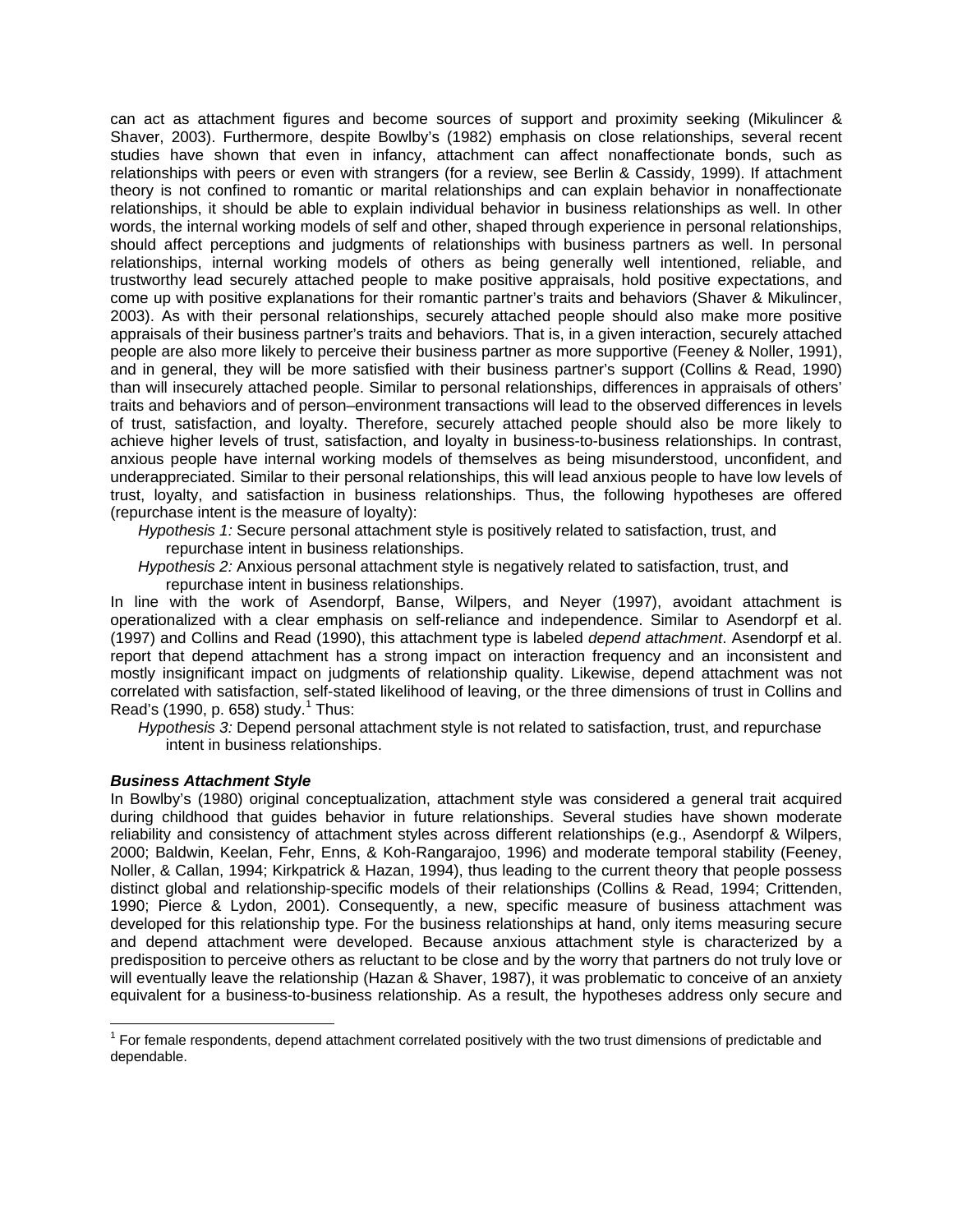can act as attachment figures and become sources of support and proximity seeking (Mikulincer & Shaver, 2003). Furthermore, despite Bowlby's (1982) emphasis on close relationships, several recent studies have shown that even in infancy, attachment can affect nonaffectionate bonds, such as relationships with peers or even with strangers (for a review, see Berlin & Cassidy, 1999). If attachment theory is not confined to romantic or marital relationships and can explain behavior in nonaffectionate relationships, it should be able to explain individual behavior in business relationships as well. In other words, the internal working models of self and other, shaped through experience in personal relationships, should affect perceptions and judgments of relationships with business partners as well. In personal relationships, internal working models of others as being generally well intentioned, reliable, and trustworthy lead securely attached people to make positive appraisals, hold positive expectations, and come up with positive explanations for their romantic partner's traits and behaviors (Shaver & Mikulincer, 2003). As with their personal relationships, securely attached people should also make more positive appraisals of their business partner's traits and behaviors. That is, in a given interaction, securely attached people are also more likely to perceive their business partner as more supportive (Feeney & Noller, 1991), and in general, they will be more satisfied with their business partner's support (Collins & Read, 1990) than will insecurely attached people. Similar to personal relationships, differences in appraisals of others' traits and behaviors and of person–environment transactions will lead to the observed differences in levels of trust, satisfaction, and loyalty. Therefore, securely attached people should also be more likely to achieve higher levels of trust, satisfaction, and loyalty in business-to-business relationships. In contrast, anxious people have internal working models of themselves as being misunderstood, unconfident, and underappreciated. Similar to their personal relationships, this will lead anxious people to have low levels of trust, loyalty, and satisfaction in business relationships. Thus, the following hypotheses are offered (repurchase intent is the measure of loyalty):

*Hypothesis 1:* Secure personal attachment style is positively related to satisfaction, trust, and repurchase intent in business relationships.

*Hypothesis 2:* Anxious personal attachment style is negatively related to satisfaction, trust, and repurchase intent in business relationships.

In line with the work of Asendorpf, Banse, Wilpers, and Neyer (1997), avoidant attachment is operationalized with a clear emphasis on self-reliance and independence. Similar to Asendorpf et al. (1997) and Collins and Read (1990), this attachment type is labeled *depend attachment*. Asendorpf et al. report that depend attachment has a strong impact on interaction frequency and an inconsistent and mostly insignificant impact on judgments of relationship quality. Likewise, depend attachment was not correlated with satisfaction, self-stated likelihood of leaving, or the three dimensions of trust in Collins and Read's (1990, p. 658) study.[1] Thus:

*Hypothesis 3:* Depend personal attachment style is not related to satisfaction, trust, and repurchase intent in business relationships.

### *Business Attachment Style*

In Bowlby's (1980) original conceptualization, attachment style was considered a general trait acquired during childhood that guides behavior in future relationships. Several studies have shown moderate reliability and consistency of attachment styles across different relationships (e.g., Asendorpf & Wilpers, 2000; Baldwin, Keelan, Fehr, Enns, & Koh-Rangarajoo, 1996) and moderate temporal stability (Feeney, Noller, & Callan, 1994; Kirkpatrick & Hazan, 1994), thus leading to the current theory that people possess distinct global and relationship-specific models of their relationships (Collins & Read, 1994; Crittenden, 1990; Pierce & Lydon, 2001). Consequently, a new, specific measure of business attachment was developed for this relationship type. For the business relationships at hand, only items measuring secure and depend attachment were developed. Because anxious attachment style is characterized by a predisposition to perceive others as reluctant to be close and by the worry that partners do not truly love or will eventually leave the relationship (Hazan & Shaver, 1987), it was problematic to conceive of an anxiety equivalent for a business-to-business relationship. As a result, the hypotheses address only secure and

[1] For female respondents, depend attachment correlated positively with the two trust dimensions of predictable and dependable.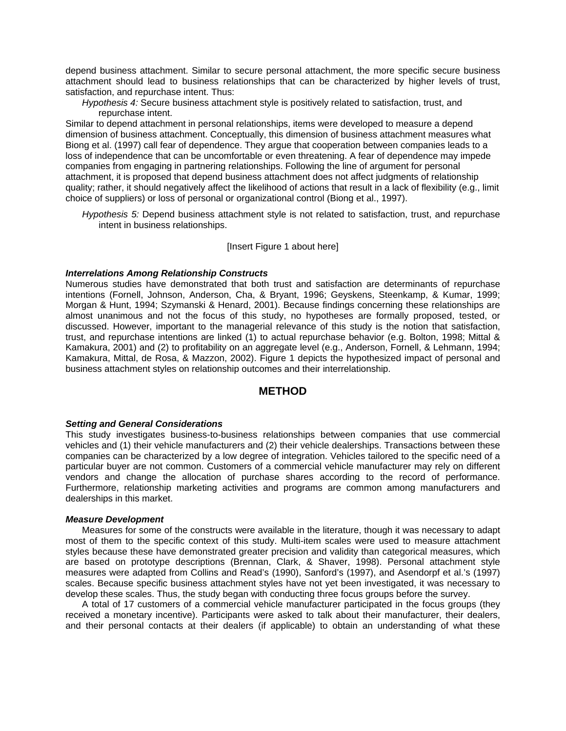depend business attachment. Similar to secure personal attachment, the more specific secure business attachment should lead to business relationships that can be characterized by higher levels of trust, satisfaction, and repurchase intent. Thus:

*Hypothesis 4:* Secure business attachment style is positively related to satisfaction, trust, and repurchase intent.

Similar to depend attachment in personal relationships, items were developed to measure a depend dimension of business attachment. Conceptually, this dimension of business attachment measures what Biong et al. (1997) call fear of dependence. They argue that cooperation between companies leads to a loss of independence that can be uncomfortable or even threatening. A fear of dependence may impede companies from engaging in partnering relationships. Following the line of argument for personal attachment, it is proposed that depend business attachment does not affect judgments of relationship quality; rather, it should negatively affect the likelihood of actions that result in a lack of flexibility (e.g., limit choice of suppliers) or loss of personal or organizational control (Biong et al., 1997).

*Hypothesis 5:* Depend business attachment style is not related to satisfaction, trust, and repurchase intent in business relationships.

[Insert Figure 1 about here]

### *Interrelations Among Relationship Constructs*

Numerous studies have demonstrated that both trust and satisfaction are determinants of repurchase intentions (Fornell, Johnson, Anderson, Cha, & Bryant, 1996; Geyskens, Steenkamp, & Kumar, 1999; Morgan & Hunt, 1994; Szymanski & Henard, 2001). Because findings concerning these relationships are almost unanimous and not the focus of this study, no hypotheses are formally proposed, tested, or discussed. However, important to the managerial relevance of this study is the notion that satisfaction, trust, and repurchase intentions are linked (1) to actual repurchase behavior (e.g. Bolton, 1998; Mittal & Kamakura, 2001) and (2) to profitability on an aggregate level (e.g., Anderson, Fornell, & Lehmann, 1994; Kamakura, Mittal, de Rosa, & Mazzon, 2002). Figure 1 depicts the hypothesized impact of personal and business attachment styles on relationship outcomes and their interrelationship.

## METHOD

### *Setting and General Considerations*

This study investigates business-to-business relationships between companies that use commercial vehicles and (1) their vehicle manufacturers and (2) their vehicle dealerships. Transactions between these companies can be characterized by a low degree of integration. Vehicles tailored to the specific need of a particular buyer are not common. Customers of a commercial vehicle manufacturer may rely on different vendors and change the allocation of purchase shares according to the record of performance. Furthermore, relationship marketing activities and programs are common among manufacturers and dealerships in this market.

### *Measure Development*

Measures for some of the constructs were available in the literature, though it was necessary to adapt most of them to the specific context of this study. Multi-item scales were used to measure attachment styles because these have demonstrated greater precision and validity than categorical measures, which are based on prototype descriptions (Brennan, Clark, & Shaver, 1998). Personal attachment style measures were adapted from Collins and Read's (1990), Sanford's (1997), and Asendorpf et al.'s (1997) scales. Because specific business attachment styles have not yet been investigated, it was necessary to develop these scales. Thus, the study began with conducting three focus groups before the survey.

A total of 17 customers of a commercial vehicle manufacturer participated in the focus groups (they received a monetary incentive). Participants were asked to talk about their manufacturer, their dealers, and their personal contacts at their dealers (if applicable) to obtain an understanding of what these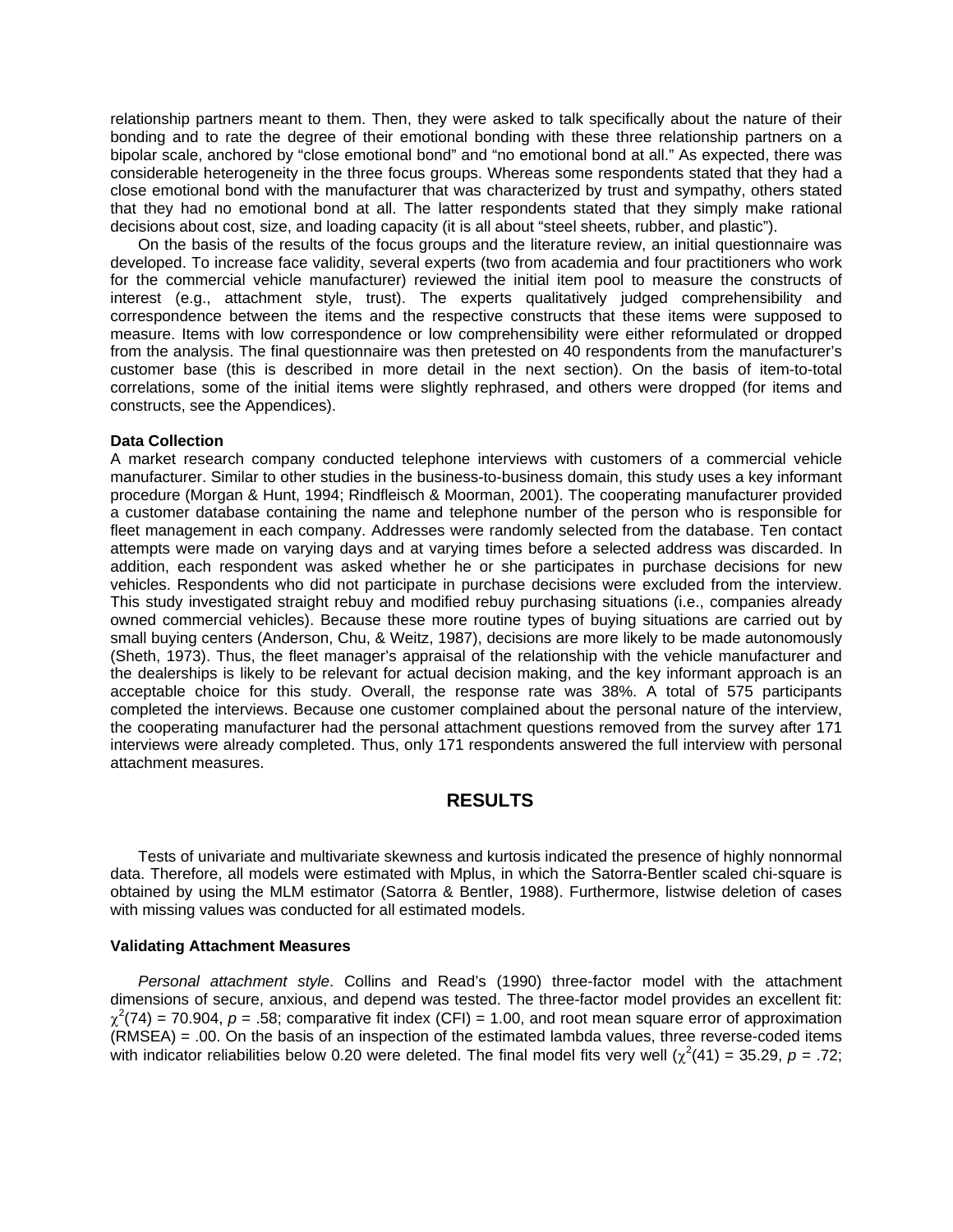relationship partners meant to them. Then, they were asked to talk specifically about the nature of their bonding and to rate the degree of their emotional bonding with these three relationship partners on a bipolar scale, anchored by "close emotional bond" and "no emotional bond at all." As expected, there was considerable heterogeneity in the three focus groups. Whereas some respondents stated that they had a close emotional bond with the manufacturer that was characterized by trust and sympathy, others stated that they had no emotional bond at all. The latter respondents stated that they simply make rational decisions about cost, size, and loading capacity (it is all about "steel sheets, rubber, and plastic").

On the basis of the results of the focus groups and the literature review, an initial questionnaire was developed. To increase face validity, several experts (two from academia and four practitioners who work for the commercial vehicle manufacturer) reviewed the initial item pool to measure the constructs of interest (e.g., attachment style, trust). The experts qualitatively judged comprehensibility and correspondence between the items and the respective constructs that these items were supposed to measure. Items with low correspondence or low comprehensibility were either reformulated or dropped from the analysis. The final questionnaire was then pretested on 40 respondents from the manufacturer's customer base (this is described in more detail in the next section). On the basis of item-to-total correlations, some of the initial items were slightly rephrased, and others were dropped (for items and constructs, see the Appendices).

### Data Collection

A market research company conducted telephone interviews with customers of a commercial vehicle manufacturer. Similar to other studies in the business-to-business domain, this study uses a key informant procedure (Morgan & Hunt, 1994; Rindfleisch & Moorman, 2001). The cooperating manufacturer provided a customer database containing the name and telephone number of the person who is responsible for fleet management in each company. Addresses were randomly selected from the database. Ten contact attempts were made on varying days and at varying times before a selected address was discarded. In addition, each respondent was asked whether he or she participates in purchase decisions for new vehicles. Respondents who did not participate in purchase decisions were excluded from the interview. This study investigated straight rebuy and modified rebuy purchasing situations (i.e., companies already owned commercial vehicles). Because these more routine types of buying situations are carried out by small buying centers (Anderson, Chu, & Weitz, 1987), decisions are more likely to be made autonomously (Sheth, 1973). Thus, the fleet manager's appraisal of the relationship with the vehicle manufacturer and the dealerships is likely to be relevant for actual decision making, and the key informant approach is an acceptable choice for this study. Overall, the response rate was 38%. A total of 575 participants completed the interviews. Because one customer complained about the personal nature of the interview, the cooperating manufacturer had the personal attachment questions removed from the survey after 171 interviews were already completed. Thus, only 171 respondents answered the full interview with personal attachment measures.

## RESULTS

Tests of univariate and multivariate skewness and kurtosis indicated the presence of highly nonnormal data. Therefore, all models were estimated with Mplus, in which the Satorra-Bentler scaled chi-square is obtained by using the MLM estimator (Satorra & Bentler, 1988). Furthermore, listwise deletion of cases with missing values was conducted for all estimated models.

### Validating Attachment Measures

*Personal attachment style*. Collins and Read's (1990) three-factor model with the attachment dimensions of secure, anxious, and depend was tested. The three-factor model provides an excellent fit: $\chi^2(74) = 70.904$, $p = .58$; comparative fit index (CFI) = 1.00, and root mean square error of approximation (RMSEA) = .00. On the basis of an inspection of the estimated lambda values, three reverse-coded items with indicator reliabilities below 0.20 were deleted. The final model fits very well ($\chi^2(41) = 35.29$, $p = .72$;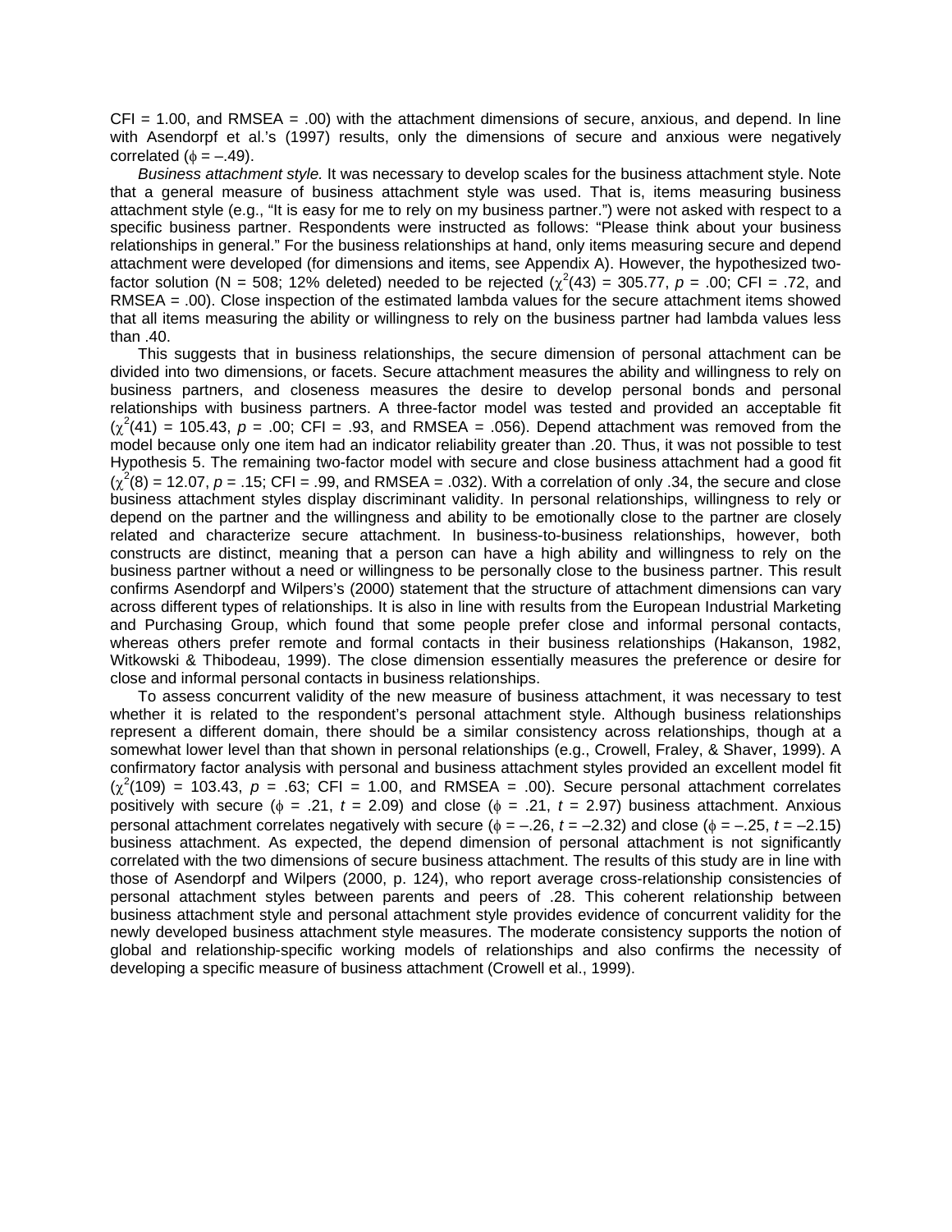CFI = 1.00, and RMSEA = .00) with the attachment dimensions of secure, anxious, and depend. In line with Asendorpf et al.'s (1997) results, only the dimensions of secure and anxious were negatively correlated ($\phi$ = –.49).

*Business attachment style.* It was necessary to develop scales for the business attachment style. Note that a general measure of business attachment style was used. That is, items measuring business attachment style (e.g., "It is easy for me to rely on my business partner.") were not asked with respect to a specific business partner. Respondents were instructed as follows: "Please think about your business relationships in general." For the business relationships at hand, only items measuring secure and depend attachment were developed (for dimensions and items, see Appendix A). However, the hypothesized two-factor solution (N = 508; 12% deleted) needed to be rejected ($\chi^2(43)$ = 305.77, *p* = .00; CFI = .72, and RMSEA = .00). Close inspection of the estimated lambda values for the secure attachment items showed that all items measuring the ability or willingness to rely on the business partner had lambda values less than .40.

This suggests that in business relationships, the secure dimension of personal attachment can be divided into two dimensions, or facets. Secure attachment measures the ability and willingness to rely on business partners, and closeness measures the desire to develop personal bonds and personal relationships with business partners. A three-factor model was tested and provided an acceptable fit ($\chi^2(41)$ = 105.43, *p* = .00; CFI = .93, and RMSEA = .056). Depend attachment was removed from the model because only one item had an indicator reliability greater than .20. Thus, it was not possible to test Hypothesis 5. The remaining two-factor model with secure and close business attachment had a good fit ($\chi^2(8)$ = 12.07, *p* = .15; CFI = .99, and RMSEA = .032). With a correlation of only .34, the secure and close business attachment styles display discriminant validity. In personal relationships, willingness to rely or depend on the partner and the willingness and ability to be emotionally close to the partner are closely related and characterize secure attachment. In business-to-business relationships, however, both constructs are distinct, meaning that a person can have a high ability and willingness to rely on the business partner without a need or willingness to be personally close to the business partner. This result confirms Asendorpf and Wilpers's (2000) statement that the structure of attachment dimensions can vary across different types of relationships. It is also in line with results from the European Industrial Marketing and Purchasing Group, which found that some people prefer close and informal personal contacts, whereas others prefer remote and formal contacts in their business relationships (Hakanson, 1982, Witkowski & Thibodeau, 1999). The close dimension essentially measures the preference or desire for close and informal personal contacts in business relationships.

To assess concurrent validity of the new measure of business attachment, it was necessary to test whether it is related to the respondent's personal attachment style. Although business relationships represent a different domain, there should be a similar consistency across relationships, though at a somewhat lower level than that shown in personal relationships (e.g., Crowell, Fraley, & Shaver, 1999). A confirmatory factor analysis with personal and business attachment styles provided an excellent model fit ($\chi^2(109)$ = 103.43, *p* = .63; CFI = 1.00, and RMSEA = .00). Secure personal attachment correlates positively with secure ($\phi$ = .21, *t* = 2.09) and close ($\phi$ = .21, *t* = 2.97) business attachment. Anxious personal attachment correlates negatively with secure ($\phi$ = –.26, *t* = –2.32) and close ($\phi$ = –.25, *t* = –2.15) business attachment. As expected, the depend dimension of personal attachment is not significantly correlated with the two dimensions of secure business attachment. The results of this study are in line with those of Asendorpf and Wilpers (2000, p. 124), who report average cross-relationship consistencies of personal attachment styles between parents and peers of .28. This coherent relationship between business attachment style and personal attachment style provides evidence of concurrent validity for the newly developed business attachment style measures. The moderate consistency supports the notion of global and relationship-specific working models of relationships and also confirms the necessity of developing a specific measure of business attachment (Crowell et al., 1999).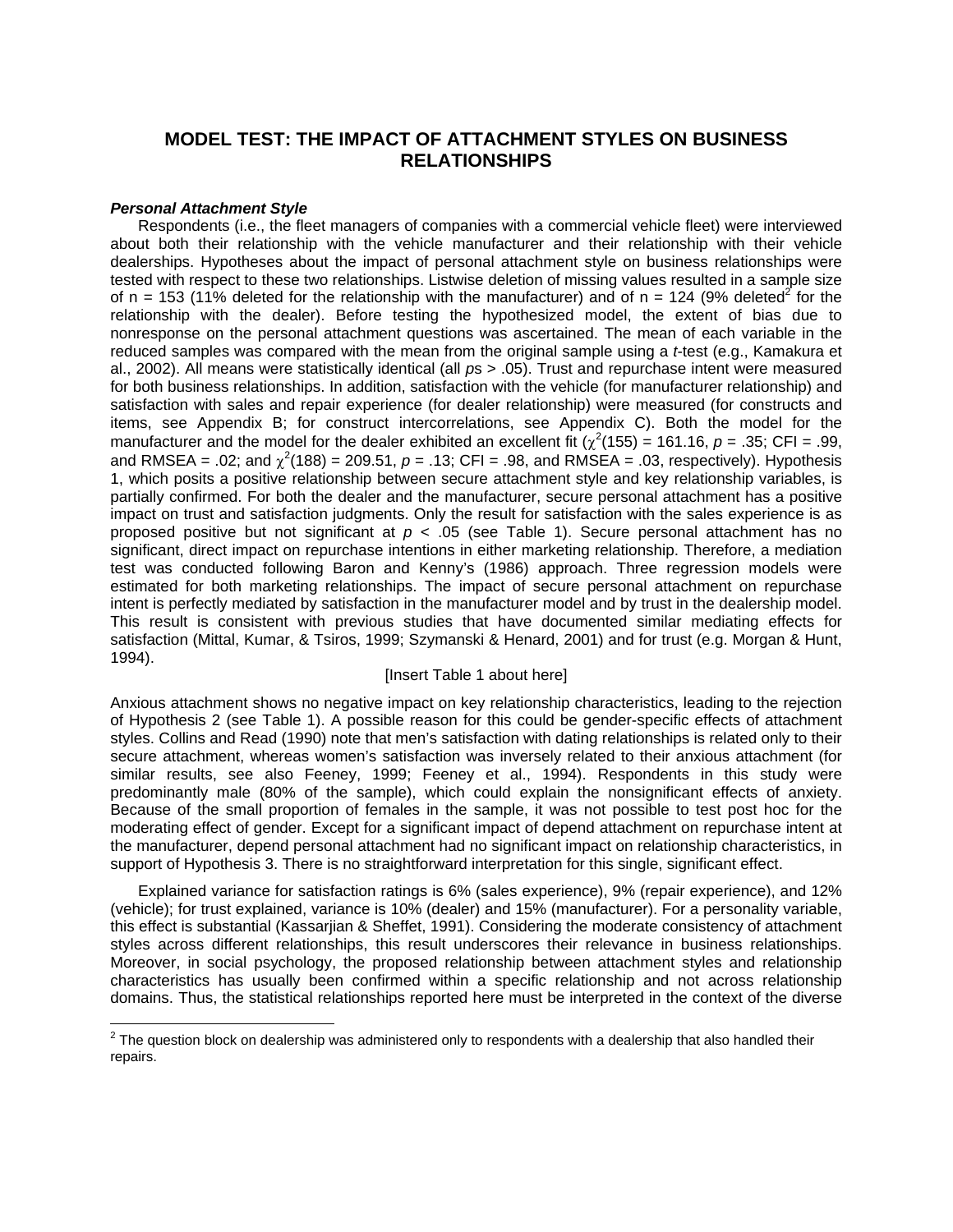## MODEL TEST: THE IMPACT OF ATTACHMENT STYLES ON BUSINESS RELATIONSHIPS

### *Personal Attachment Style*

Respondents (i.e., the fleet managers of companies with a commercial vehicle fleet) were interviewed about both their relationship with the vehicle manufacturer and their relationship with their vehicle dealerships. Hypotheses about the impact of personal attachment style on business relationships were tested with respect to these two relationships. Listwise deletion of missing values resulted in a sample size of n = 153 (11% deleted for the relationship with the manufacturer) and of n = 124 (9% deleted[2] for the relationship with the dealer). Before testing the hypothesized model, the extent of bias due to nonresponse on the personal attachment questions was ascertained. The mean of each variable in the reduced samples was compared with the mean from the original sample using a *t*-test (e.g., Kamakura et al., 2002). All means were statistically identical (all *p*s > .05). Trust and repurchase intent were measured for both business relationships. In addition, satisfaction with the vehicle (for manufacturer relationship) and satisfaction with sales and repair experience (for dealer relationship) were measured (for constructs and items, see Appendix B; for construct intercorrelations, see Appendix C). Both the model for the manufacturer and the model for the dealer exhibited an excellent fit ($\chi^2(155) = 161.16$, $p = .35$; CFI = .99, and RMSEA = .02; and $\chi^2(188) = 209.51$, $p = .13$; CFI = .98, and RMSEA = .03, respectively). Hypothesis 1, which posits a positive relationship between secure attachment style and key relationship variables, is partially confirmed. For both the dealer and the manufacturer, secure personal attachment has a positive impact on trust and satisfaction judgments. Only the result for satisfaction with the sales experience is as proposed positive but not significant at $p < .05$ (see Table 1). Secure personal attachment has no significant, direct impact on repurchase intentions in either marketing relationship. Therefore, a mediation test was conducted following Baron and Kenny's (1986) approach. Three regression models were estimated for both marketing relationships. The impact of secure personal attachment on repurchase intent is perfectly mediated by satisfaction in the manufacturer model and by trust in the dealership model. This result is consistent with previous studies that have documented similar mediating effects for satisfaction (Mittal, Kumar, & Tsiros, 1999; Szymanski & Henard, 2001) and for trust (e.g. Morgan & Hunt, 1994).

[Insert Table 1 about here]

Anxious attachment shows no negative impact on key relationship characteristics, leading to the rejection of Hypothesis 2 (see Table 1). A possible reason for this could be gender-specific effects of attachment styles. Collins and Read (1990) note that men's satisfaction with dating relationships is related only to their secure attachment, whereas women's satisfaction was inversely related to their anxious attachment (for similar results, see also Feeney, 1999; Feeney et al., 1994). Respondents in this study were predominantly male (80% of the sample), which could explain the nonsignificant effects of anxiety. Because of the small proportion of females in the sample, it was not possible to test post hoc for the moderating effect of gender. Except for a significant impact of depend attachment on repurchase intent at the manufacturer, depend personal attachment had no significant impact on relationship characteristics, in support of Hypothesis 3. There is no straightforward interpretation for this single, significant effect.

Explained variance for satisfaction ratings is 6% (sales experience), 9% (repair experience), and 12% (vehicle); for trust explained, variance is 10% (dealer) and 15% (manufacturer). For a personality variable, this effect is substantial (Kassarjian & Sheffet, 1991). Considering the moderate consistency of attachment styles across different relationships, this result underscores their relevance in business relationships. Moreover, in social psychology, the proposed relationship between attachment styles and relationship characteristics has usually been confirmed within a specific relationship and not across relationship domains. Thus, the statistical relationships reported here must be interpreted in the context of the diverse

[2] The question block on dealership was administered only to respondents with a dealership that also handled their repairs.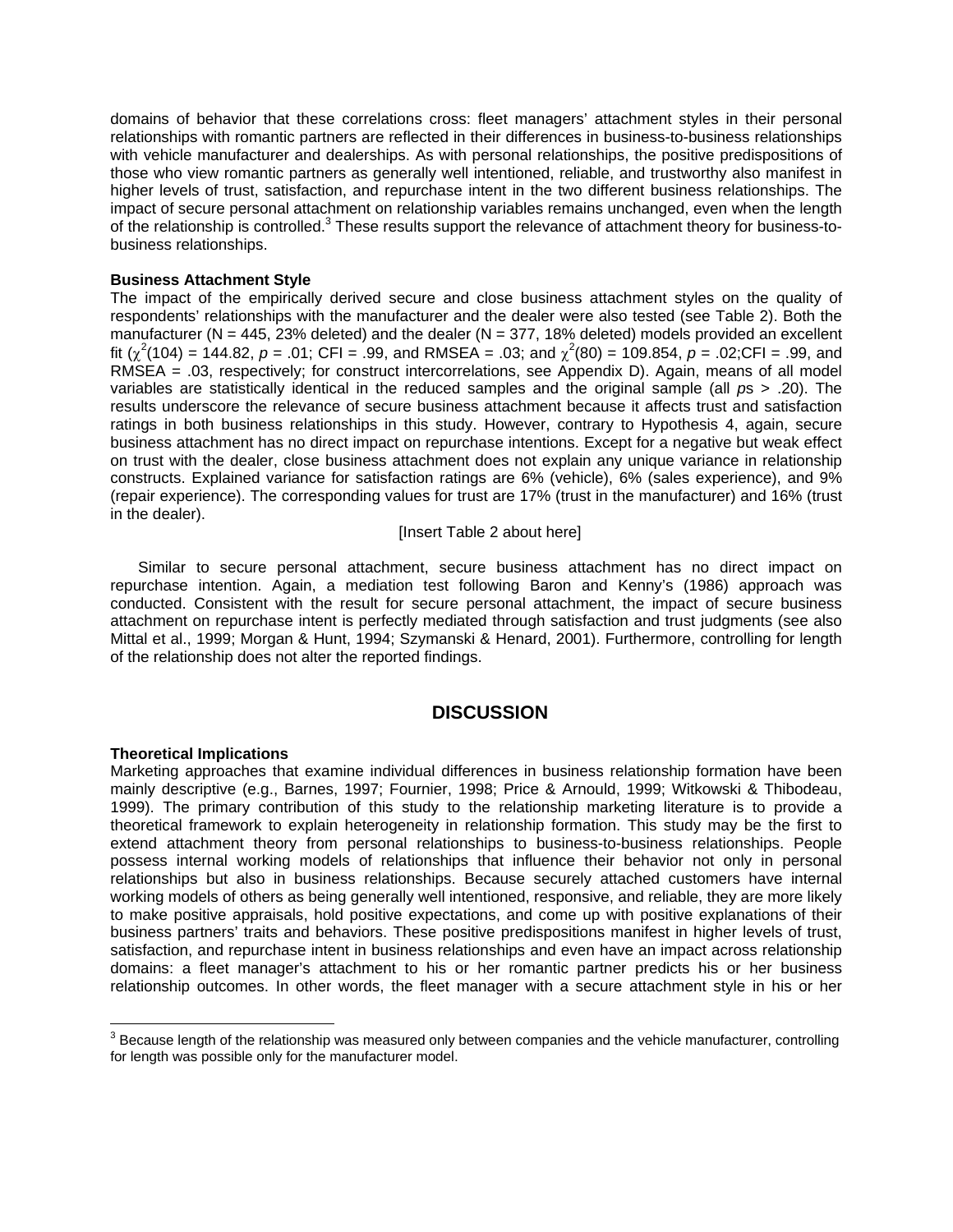domains of behavior that these correlations cross: fleet managers' attachment styles in their personal relationships with romantic partners are reflected in their differences in business-to-business relationships with vehicle manufacturer and dealerships. As with personal relationships, the positive predispositions of those who view romantic partners as generally well intentioned, reliable, and trustworthy also manifest in higher levels of trust, satisfaction, and repurchase intent in the two different business relationships. The impact of secure personal attachment on relationship variables remains unchanged, even when the length of the relationship is controlled.[3] These results support the relevance of attachment theory for business-to-business relationships.

**Business Attachment Style**

The impact of the empirically derived secure and close business attachment styles on the quality of respondents' relationships with the manufacturer and the dealer were also tested (see Table 2). Both the manufacturer (N = 445, 23% deleted) and the dealer (N = 377, 18% deleted) models provided an excellent fit ($\chi^2(104) = 144.82$, $p = .01$; CFI = .99, and RMSEA = .03; and $\chi^2(80) = 109.854$, $p = .02$;CFI = .99, and RMSEA = .03, respectively; for construct intercorrelations, see Appendix D). Again, means of all model variables are statistically identical in the reduced samples and the original sample (all *p*s > .20). The results underscore the relevance of secure business attachment because it affects trust and satisfaction ratings in both business relationships in this study. However, contrary to Hypothesis 4, again, secure business attachment has no direct impact on repurchase intentions. Except for a negative but weak effect on trust with the dealer, close business attachment does not explain any unique variance in relationship constructs. Explained variance for satisfaction ratings are 6% (vehicle), 6% (sales experience), and 9% (repair experience). The corresponding values for trust are 17% (trust in the manufacturer) and 16% (trust in the dealer).

[Insert Table 2 about here]

Similar to secure personal attachment, secure business attachment has no direct impact on repurchase intention. Again, a mediation test following Baron and Kenny's (1986) approach was conducted. Consistent with the result for secure personal attachment, the impact of secure business attachment on repurchase intent is perfectly mediated through satisfaction and trust judgments (see also Mittal et al., 1999; Morgan & Hunt, 1994; Szymanski & Henard, 2001). Furthermore, controlling for length of the relationship does not alter the reported findings.

## DISCUSSION

**Theoretical Implications**

Marketing approaches that examine individual differences in business relationship formation have been mainly descriptive (e.g., Barnes, 1997; Fournier, 1998; Price & Arnould, 1999; Witkowski & Thibodeau, 1999). The primary contribution of this study to the relationship marketing literature is to provide a theoretical framework to explain heterogeneity in relationship formation. This study may be the first to extend attachment theory from personal relationships to business-to-business relationships. People possess internal working models of relationships that influence their behavior not only in personal relationships but also in business relationships. Because securely attached customers have internal working models of others as being generally well intentioned, responsive, and reliable, they are more likely to make positive appraisals, hold positive expectations, and come up with positive explanations of their business partners' traits and behaviors. These positive predispositions manifest in higher levels of trust, satisfaction, and repurchase intent in business relationships and even have an impact across relationship domains: a fleet manager's attachment to his or her romantic partner predicts his or her business relationship outcomes. In other words, the fleet manager with a secure attachment style in his or her

[3] Because length of the relationship was measured only between companies and the vehicle manufacturer, controlling for length was possible only for the manufacturer model.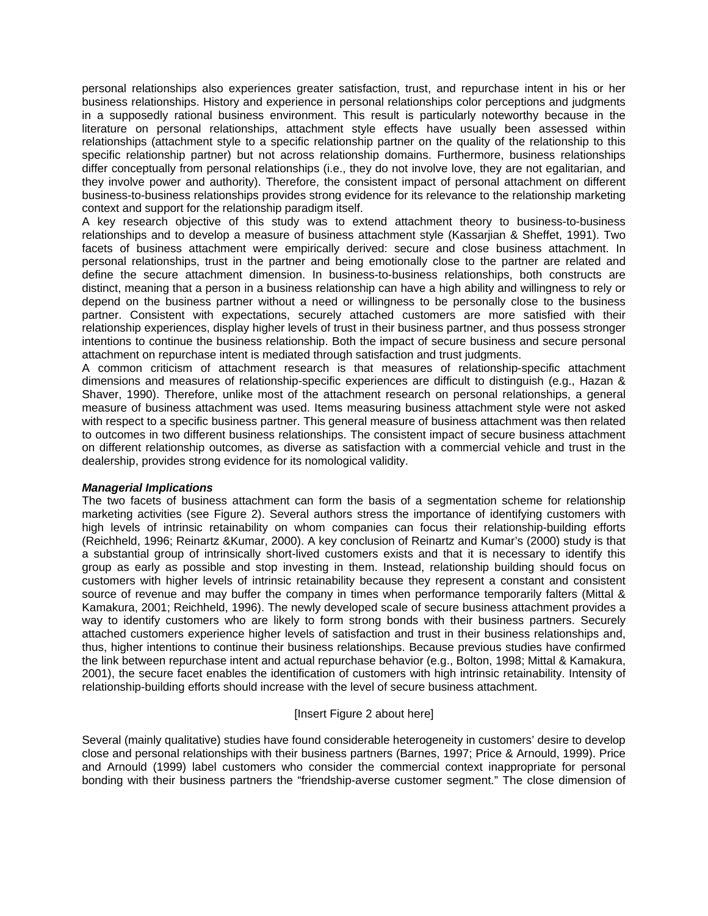personal relationships also experiences greater satisfaction, trust, and repurchase intent in his or her business relationships. History and experience in personal relationships color perceptions and judgments in a supposedly rational business environment. This result is particularly noteworthy because in the literature on personal relationships, attachment style effects have usually been assessed within relationships (attachment style to a specific relationship partner on the quality of the relationship to this specific relationship partner) but not across relationship domains. Furthermore, business relationships differ conceptually from personal relationships (i.e., they do not involve love, they are not egalitarian, and they involve power and authority). Therefore, the consistent impact of personal attachment on different business-to-business relationships provides strong evidence for its relevance to the relationship marketing context and support for the relationship paradigm itself.

A key research objective of this study was to extend attachment theory to business-to-business relationships and to develop a measure of business attachment style (Kassarjian & Sheffet, 1991). Two facets of business attachment were empirically derived: secure and close business attachment. In personal relationships, trust in the partner and being emotionally close to the partner are related and define the secure attachment dimension. In business-to-business relationships, both constructs are distinct, meaning that a person in a business relationship can have a high ability and willingness to rely or depend on the business partner without a need or willingness to be personally close to the business partner. Consistent with expectations, securely attached customers are more satisfied with their relationship experiences, display higher levels of trust in their business partner, and thus possess stronger intentions to continue the business relationship. Both the impact of secure business and secure personal attachment on repurchase intent is mediated through satisfaction and trust judgments.

A common criticism of attachment research is that measures of relationship-specific attachment dimensions and measures of relationship-specific experiences are difficult to distinguish (e.g., Hazan & Shaver, 1990). Therefore, unlike most of the attachment research on personal relationships, a general measure of business attachment was used. Items measuring business attachment style were not asked with respect to a specific business partner. This general measure of business attachment was then related to outcomes in two different business relationships. The consistent impact of secure business attachment on different relationship outcomes, as diverse as satisfaction with a commercial vehicle and trust in the dealership, provides strong evidence for its nomological validity.

### *Managerial Implications*

The two facets of business attachment can form the basis of a segmentation scheme for relationship marketing activities (see Figure 2). Several authors stress the importance of identifying customers with high levels of intrinsic retainability on whom companies can focus their relationship-building efforts (Reichheld, 1996; Reinartz &Kumar, 2000). A key conclusion of Reinartz and Kumar's (2000) study is that a substantial group of intrinsically short-lived customers exists and that it is necessary to identify this group as early as possible and stop investing in them. Instead, relationship building should focus on customers with higher levels of intrinsic retainability because they represent a constant and consistent source of revenue and may buffer the company in times when performance temporarily falters (Mittal & Kamakura, 2001; Reichheld, 1996). The newly developed scale of secure business attachment provides a way to identify customers who are likely to form strong bonds with their business partners. Securely attached customers experience higher levels of satisfaction and trust in their business relationships and, thus, higher intentions to continue their business relationships. Because previous studies have confirmed the link between repurchase intent and actual repurchase behavior (e.g., Bolton, 1998; Mittal & Kamakura, 2001), the secure facet enables the identification of customers with high intrinsic retainability. Intensity of relationship-building efforts should increase with the level of secure business attachment.

[Insert Figure 2 about here]

Several (mainly qualitative) studies have found considerable heterogeneity in customers' desire to develop close and personal relationships with their business partners (Barnes, 1997; Price & Arnould, 1999). Price and Arnould (1999) label customers who consider the commercial context inappropriate for personal bonding with their business partners the "friendship-averse customer segment." The close dimension of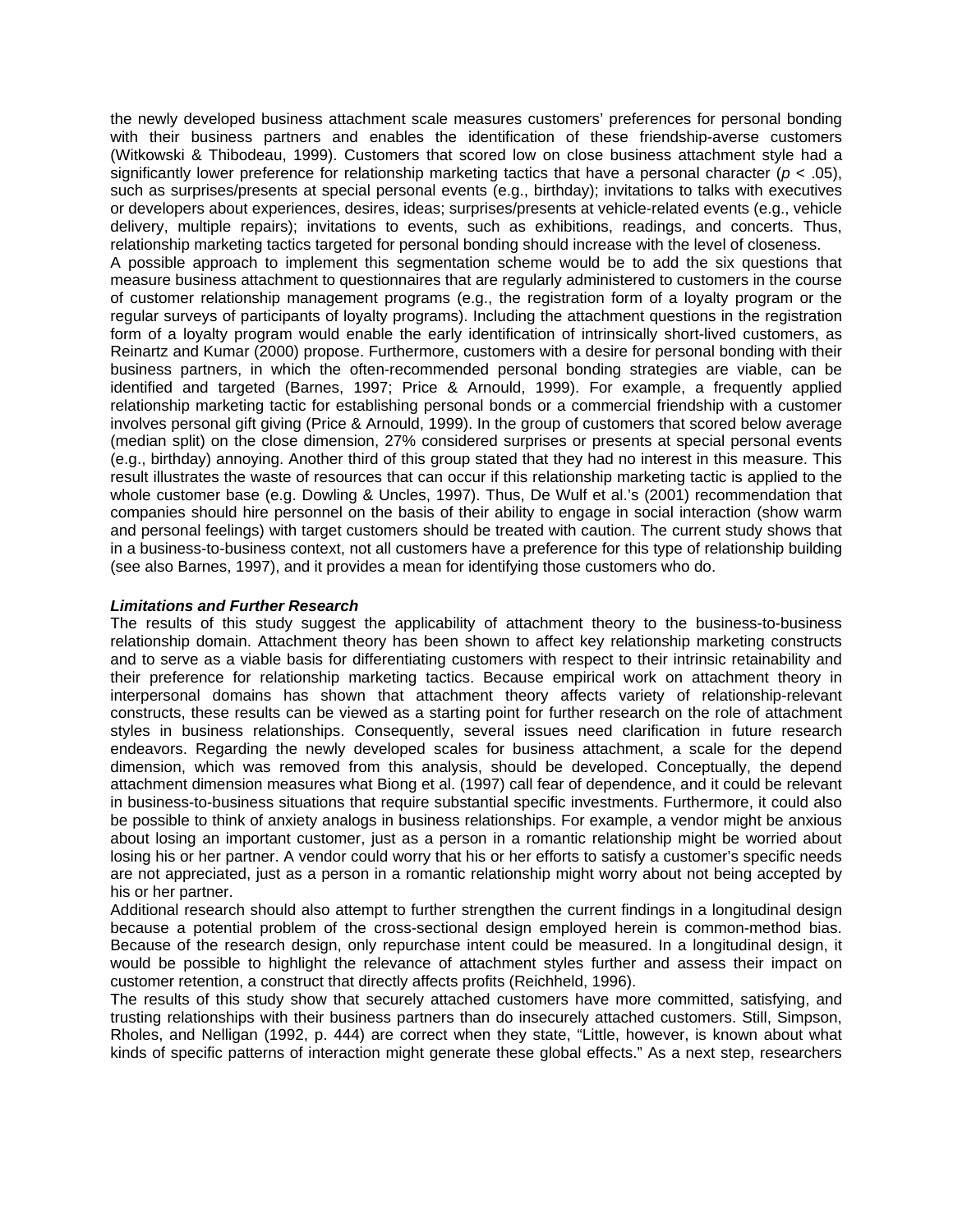the newly developed business attachment scale measures customers' preferences for personal bonding with their business partners and enables the identification of these friendship-averse customers (Witkowski & Thibodeau, 1999). Customers that scored low on close business attachment style had a significantly lower preference for relationship marketing tactics that have a personal character ($p < .05$), such as surprises/presents at special personal events (e.g., birthday); invitations to talks with executives or developers about experiences, desires, ideas; surprises/presents at vehicle-related events (e.g., vehicle delivery, multiple repairs); invitations to events, such as exhibitions, readings, and concerts. Thus, relationship marketing tactics targeted for personal bonding should increase with the level of closeness.

A possible approach to implement this segmentation scheme would be to add the six questions that measure business attachment to questionnaires that are regularly administered to customers in the course of customer relationship management programs (e.g., the registration form of a loyalty program or the regular surveys of participants of loyalty programs). Including the attachment questions in the registration form of a loyalty program would enable the early identification of intrinsically short-lived customers, as Reinartz and Kumar (2000) propose. Furthermore, customers with a desire for personal bonding with their business partners, in which the often-recommended personal bonding strategies are viable, can be identified and targeted (Barnes, 1997; Price & Arnould, 1999). For example, a frequently applied relationship marketing tactic for establishing personal bonds or a commercial friendship with a customer involves personal gift giving (Price & Arnould, 1999). In the group of customers that scored below average (median split) on the close dimension, 27% considered surprises or presents at special personal events (e.g., birthday) annoying. Another third of this group stated that they had no interest in this measure. This result illustrates the waste of resources that can occur if this relationship marketing tactic is applied to the whole customer base (e.g. Dowling & Uncles, 1997). Thus, De Wulf et al.'s (2001) recommendation that companies should hire personnel on the basis of their ability to engage in social interaction (show warm and personal feelings) with target customers should be treated with caution. The current study shows that in a business-to-business context, not all customers have a preference for this type of relationship building (see also Barnes, 1997), and it provides a mean for identifying those customers who do.

### *Limitations and Further Research*

The results of this study suggest the applicability of attachment theory to the business-to-business relationship domain. Attachment theory has been shown to affect key relationship marketing constructs and to serve as a viable basis for differentiating customers with respect to their intrinsic retainability and their preference for relationship marketing tactics. Because empirical work on attachment theory in interpersonal domains has shown that attachment theory affects variety of relationship-relevant constructs, these results can be viewed as a starting point for further research on the role of attachment styles in business relationships. Consequently, several issues need clarification in future research endeavors. Regarding the newly developed scales for business attachment, a scale for the depend dimension, which was removed from this analysis, should be developed. Conceptually, the depend attachment dimension measures what Biong et al. (1997) call fear of dependence, and it could be relevant in business-to-business situations that require substantial specific investments. Furthermore, it could also be possible to think of anxiety analogs in business relationships. For example, a vendor might be anxious about losing an important customer, just as a person in a romantic relationship might be worried about losing his or her partner. A vendor could worry that his or her efforts to satisfy a customer's specific needs are not appreciated, just as a person in a romantic relationship might worry about not being accepted by his or her partner.

Additional research should also attempt to further strengthen the current findings in a longitudinal design because a potential problem of the cross-sectional design employed herein is common-method bias. Because of the research design, only repurchase intent could be measured. In a longitudinal design, it would be possible to highlight the relevance of attachment styles further and assess their impact on customer retention, a construct that directly affects profits (Reichheld, 1996).

The results of this study show that securely attached customers have more committed, satisfying, and trusting relationships with their business partners than do insecurely attached customers. Still, Simpson, Rholes, and Nelligan (1992, p. 444) are correct when they state, "Little, however, is known about what kinds of specific patterns of interaction might generate these global effects." As a next step, researchers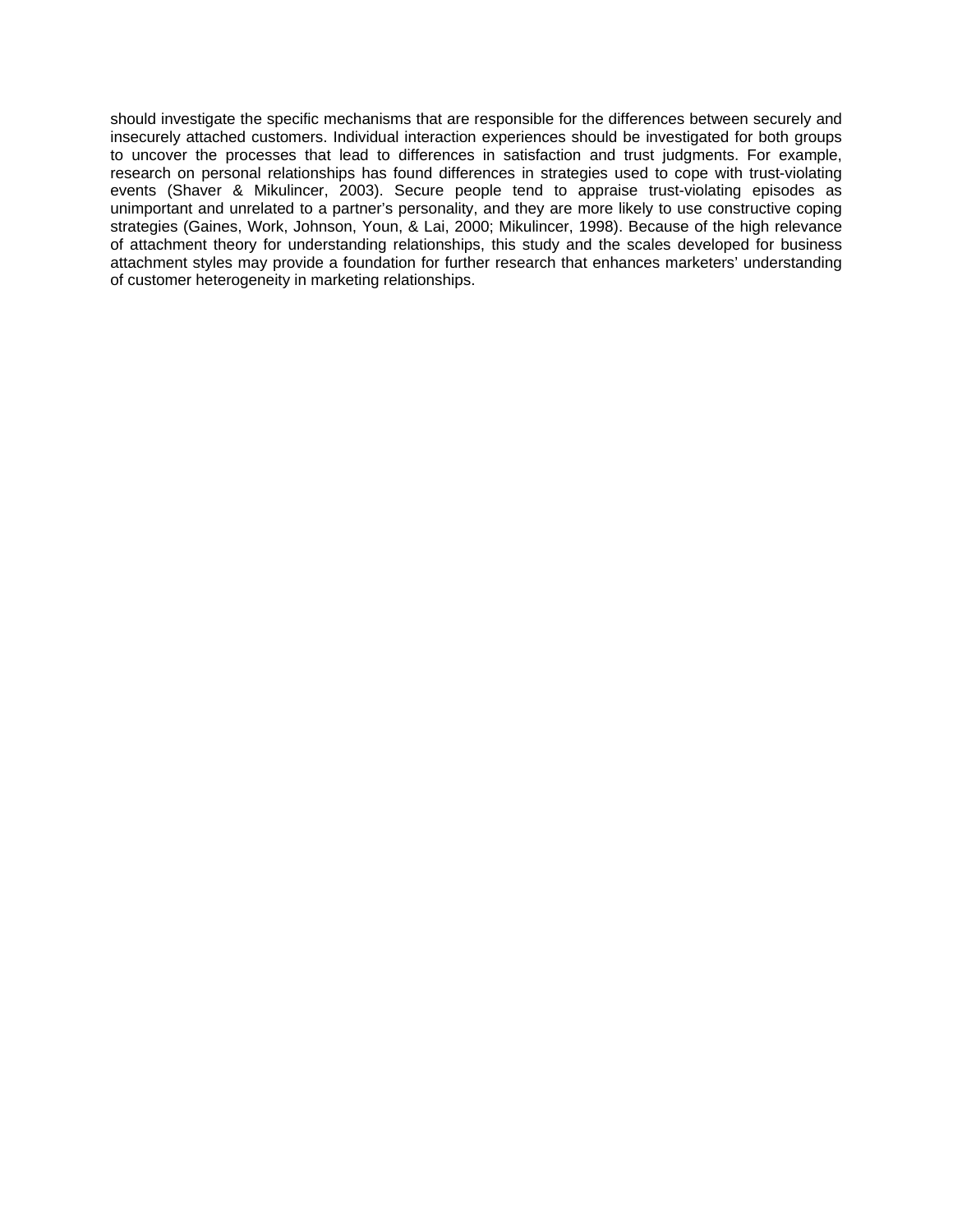should investigate the specific mechanisms that are responsible for the differences between securely and insecurely attached customers. Individual interaction experiences should be investigated for both groups to uncover the processes that lead to differences in satisfaction and trust judgments. For example, research on personal relationships has found differences in strategies used to cope with trust-violating events (Shaver & Mikulincer, 2003). Secure people tend to appraise trust-violating episodes as unimportant and unrelated to a partner's personality, and they are more likely to use constructive coping strategies (Gaines, Work, Johnson, Youn, & Lai, 2000; Mikulincer, 1998). Because of the high relevance of attachment theory for understanding relationships, this study and the scales developed for business attachment styles may provide a foundation for further research that enhances marketers' understanding of customer heterogeneity in marketing relationships.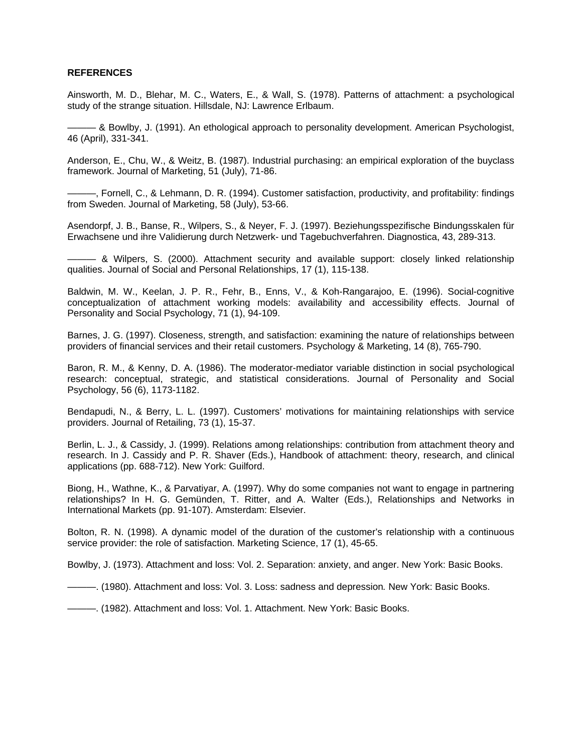**REFERENCES**

Ainsworth, M. D., Blehar, M. C., Waters, E., & Wall, S. (1978). Patterns of attachment: a psychological study of the strange situation. Hillsdale, NJ: Lawrence Erlbaum.

——— & Bowlby, J. (1991). An ethological approach to personality development. American Psychologist, 46 (April), 331-341.

Anderson, E., Chu, W., & Weitz, B. (1987). Industrial purchasing: an empirical exploration of the buyclass framework. Journal of Marketing, 51 (July), 71-86.

———, Fornell, C., & Lehmann, D. R. (1994). Customer satisfaction, productivity, and profitability: findings from Sweden. Journal of Marketing, 58 (July), 53-66.

Asendorpf, J. B., Banse, R., Wilpers, S., & Neyer, F. J. (1997). Beziehungsspezifische Bindungsskalen für Erwachsene und ihre Validierung durch Netzwerk- und Tagebuchverfahren. Diagnostica, 43, 289-313.

——— & Wilpers, S. (2000). Attachment security and available support: closely linked relationship qualities. Journal of Social and Personal Relationships, 17 (1), 115-138.

Baldwin, M. W., Keelan, J. P. R., Fehr, B., Enns, V., & Koh-Rangarajoo, E. (1996). Social-cognitive conceptualization of attachment working models: availability and accessibility effects. Journal of Personality and Social Psychology, 71 (1), 94-109.

Barnes, J. G. (1997). Closeness, strength, and satisfaction: examining the nature of relationships between providers of financial services and their retail customers. Psychology & Marketing, 14 (8), 765-790.

Baron, R. M., & Kenny, D. A. (1986). The moderator-mediator variable distinction in social psychological research: conceptual, strategic, and statistical considerations. Journal of Personality and Social Psychology, 56 (6), 1173-1182.

Bendapudi, N., & Berry, L. L. (1997). Customers' motivations for maintaining relationships with service providers. Journal of Retailing, 73 (1), 15-37.

Berlin, L. J., & Cassidy, J. (1999). Relations among relationships: contribution from attachment theory and research. In J. Cassidy and P. R. Shaver (Eds.), Handbook of attachment: theory, research, and clinical applications (pp. 688-712). New York: Guilford.

Biong, H., Wathne, K., & Parvatiyar, A. (1997). Why do some companies not want to engage in partnering relationships? In H. G. Gemünden, T. Ritter, and A. Walter (Eds.), Relationships and Networks in International Markets (pp. 91-107). Amsterdam: Elsevier.

Bolton, R. N. (1998). A dynamic model of the duration of the customer's relationship with a continuous service provider: the role of satisfaction. Marketing Science, 17 (1), 45-65.

Bowlby, J. (1973). Attachment and loss: Vol. 2. Separation: anxiety, and anger. New York: Basic Books.

———. (1980). Attachment and loss: Vol. 3. Loss: sadness and depression*.* New York: Basic Books.

———. (1982). Attachment and loss: Vol. 1. Attachment. New York: Basic Books.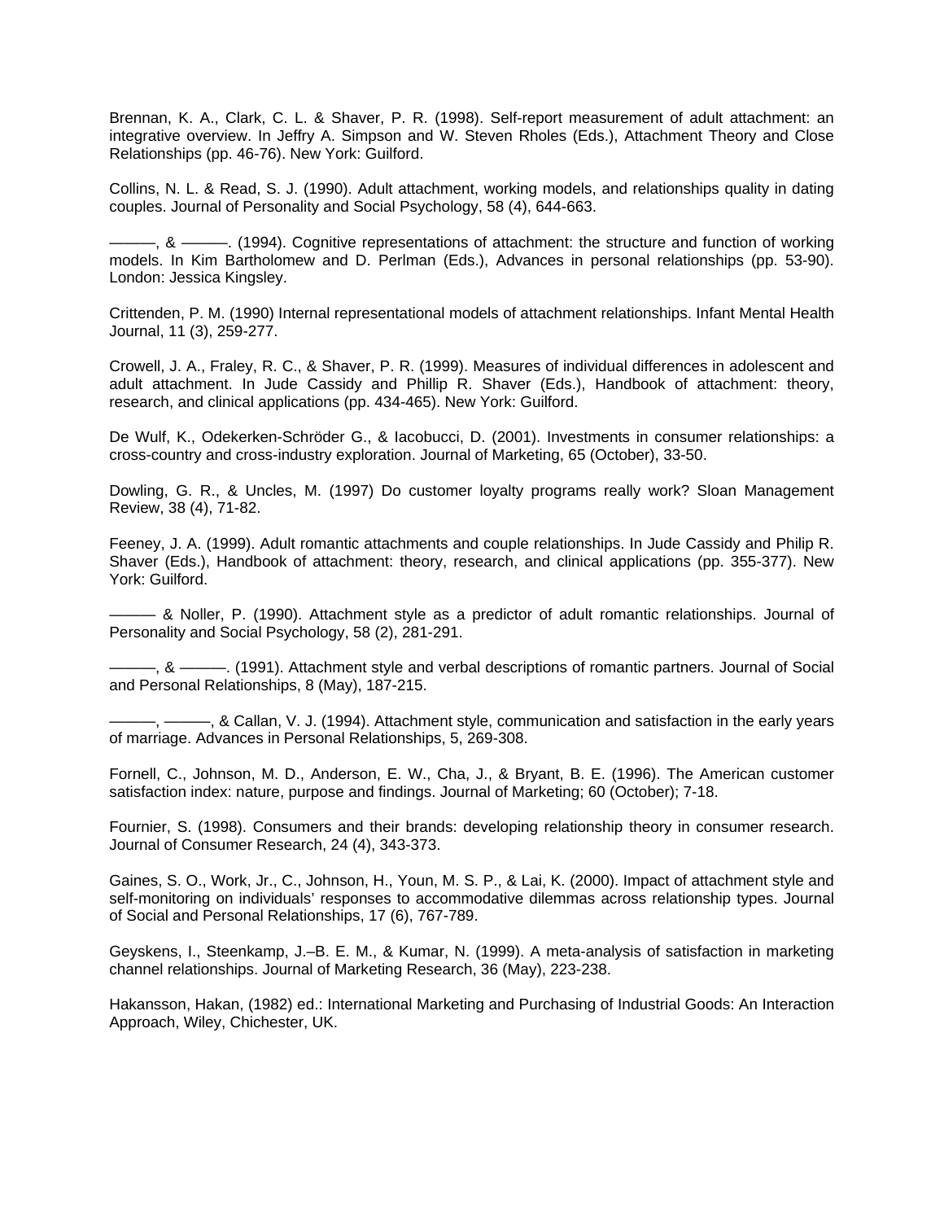Brennan, K. A., Clark, C. L. & Shaver, P. R. (1998). Self-report measurement of adult attachment: an integrative overview. In Jeffry A. Simpson and W. Steven Rholes (Eds.), Attachment Theory and Close Relationships (pp. 46-76). New York: Guilford.

Collins, N. L. & Read, S. J. (1990). Adult attachment, working models, and relationships quality in dating couples. Journal of Personality and Social Psychology, 58 (4), 644-663.

———, & ———. (1994). Cognitive representations of attachment: the structure and function of working models. In Kim Bartholomew and D. Perlman (Eds.), Advances in personal relationships (pp. 53-90). London: Jessica Kingsley.

Crittenden, P. M. (1990) Internal representational models of attachment relationships. Infant Mental Health Journal, 11 (3), 259-277.

Crowell, J. A., Fraley, R. C., & Shaver, P. R. (1999). Measures of individual differences in adolescent and adult attachment. In Jude Cassidy and Phillip R. Shaver (Eds.), Handbook of attachment: theory, research, and clinical applications (pp. 434-465). New York: Guilford.

De Wulf, K., Odekerken-Schröder G., & Iacobucci, D. (2001). Investments in consumer relationships: a cross-country and cross-industry exploration. Journal of Marketing, 65 (October), 33-50.

Dowling, G. R., & Uncles, M. (1997) Do customer loyalty programs really work? Sloan Management Review, 38 (4), 71-82.

Feeney, J. A. (1999). Adult romantic attachments and couple relationships. In Jude Cassidy and Philip R. Shaver (Eds.), Handbook of attachment: theory, research, and clinical applications (pp. 355-377). New York: Guilford.

——— & Noller, P. (1990). Attachment style as a predictor of adult romantic relationships. Journal of Personality and Social Psychology, 58 (2), 281-291.

———, & ———. (1991). Attachment style and verbal descriptions of romantic partners. Journal of Social and Personal Relationships, 8 (May), 187-215.

———, ———, & Callan, V. J. (1994). Attachment style, communication and satisfaction in the early years of marriage. Advances in Personal Relationships, 5, 269-308.

Fornell, C., Johnson, M. D., Anderson, E. W., Cha, J., & Bryant, B. E. (1996). The American customer satisfaction index: nature, purpose and findings. Journal of Marketing; 60 (October); 7-18.

Fournier, S. (1998). Consumers and their brands: developing relationship theory in consumer research. Journal of Consumer Research, 24 (4), 343-373.

Gaines, S. O., Work, Jr., C., Johnson, H., Youn, M. S. P., & Lai, K. (2000). Impact of attachment style and self-monitoring on individuals' responses to accommodative dilemmas across relationship types. Journal of Social and Personal Relationships, 17 (6), 767-789.

Geyskens, I., Steenkamp, J.–B. E. M., & Kumar, N. (1999). A meta-analysis of satisfaction in marketing channel relationships. Journal of Marketing Research, 36 (May), 223-238.

Hakansson, Hakan, (1982) ed.: International Marketing and Purchasing of Industrial Goods: An Interaction Approach, Wiley, Chichester, UK.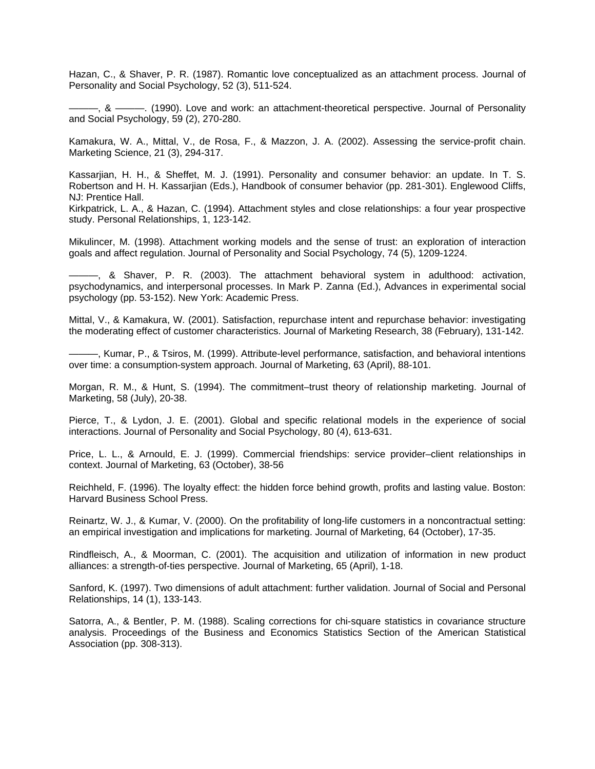Hazan, C., & Shaver, P. R. (1987). Romantic love conceptualized as an attachment process. Journal of Personality and Social Psychology, 52 (3), 511-524.

———, & ———. (1990). Love and work: an attachment-theoretical perspective. Journal of Personality and Social Psychology, 59 (2), 270-280.

Kamakura, W. A., Mittal, V., de Rosa, F., & Mazzon, J. A. (2002). Assessing the service-profit chain. Marketing Science, 21 (3), 294-317.

Kassarjian, H. H., & Sheffet, M. J. (1991). Personality and consumer behavior: an update. In T. S. Robertson and H. H. Kassarjian (Eds.), Handbook of consumer behavior (pp. 281-301). Englewood Cliffs, NJ: Prentice Hall.

Kirkpatrick, L. A., & Hazan, C. (1994). Attachment styles and close relationships: a four year prospective study. Personal Relationships, 1, 123-142.

Mikulincer, M. (1998). Attachment working models and the sense of trust: an exploration of interaction goals and affect regulation. Journal of Personality and Social Psychology, 74 (5), 1209-1224.

———, & Shaver, P. R. (2003). The attachment behavioral system in adulthood: activation, psychodynamics, and interpersonal processes. In Mark P. Zanna (Ed.), Advances in experimental social psychology (pp. 53-152). New York: Academic Press.

Mittal, V., & Kamakura, W. (2001). Satisfaction, repurchase intent and repurchase behavior: investigating the moderating effect of customer characteristics. Journal of Marketing Research, 38 (February), 131-142.

———, Kumar, P., & Tsiros, M. (1999). Attribute-level performance, satisfaction, and behavioral intentions over time: a consumption-system approach. Journal of Marketing, 63 (April), 88-101.

Morgan, R. M., & Hunt, S. (1994). The commitment–trust theory of relationship marketing. Journal of Marketing, 58 (July), 20-38.

Pierce, T., & Lydon, J. E. (2001). Global and specific relational models in the experience of social interactions. Journal of Personality and Social Psychology, 80 (4), 613-631.

Price, L. L., & Arnould, E. J. (1999). Commercial friendships: service provider–client relationships in context. Journal of Marketing, 63 (October), 38-56

Reichheld, F. (1996). The loyalty effect: the hidden force behind growth, profits and lasting value. Boston: Harvard Business School Press.

Reinartz, W. J., & Kumar, V. (2000). On the profitability of long-life customers in a noncontractual setting: an empirical investigation and implications for marketing. Journal of Marketing, 64 (October), 17-35.

Rindfleisch, A., & Moorman, C. (2001). The acquisition and utilization of information in new product alliances: a strength-of-ties perspective. Journal of Marketing, 65 (April), 1-18.

Sanford, K. (1997). Two dimensions of adult attachment: further validation. Journal of Social and Personal Relationships, 14 (1), 133-143.

Satorra, A., & Bentler, P. M. (1988). Scaling corrections for chi-square statistics in covariance structure analysis. Proceedings of the Business and Economics Statistics Section of the American Statistical Association (pp. 308-313).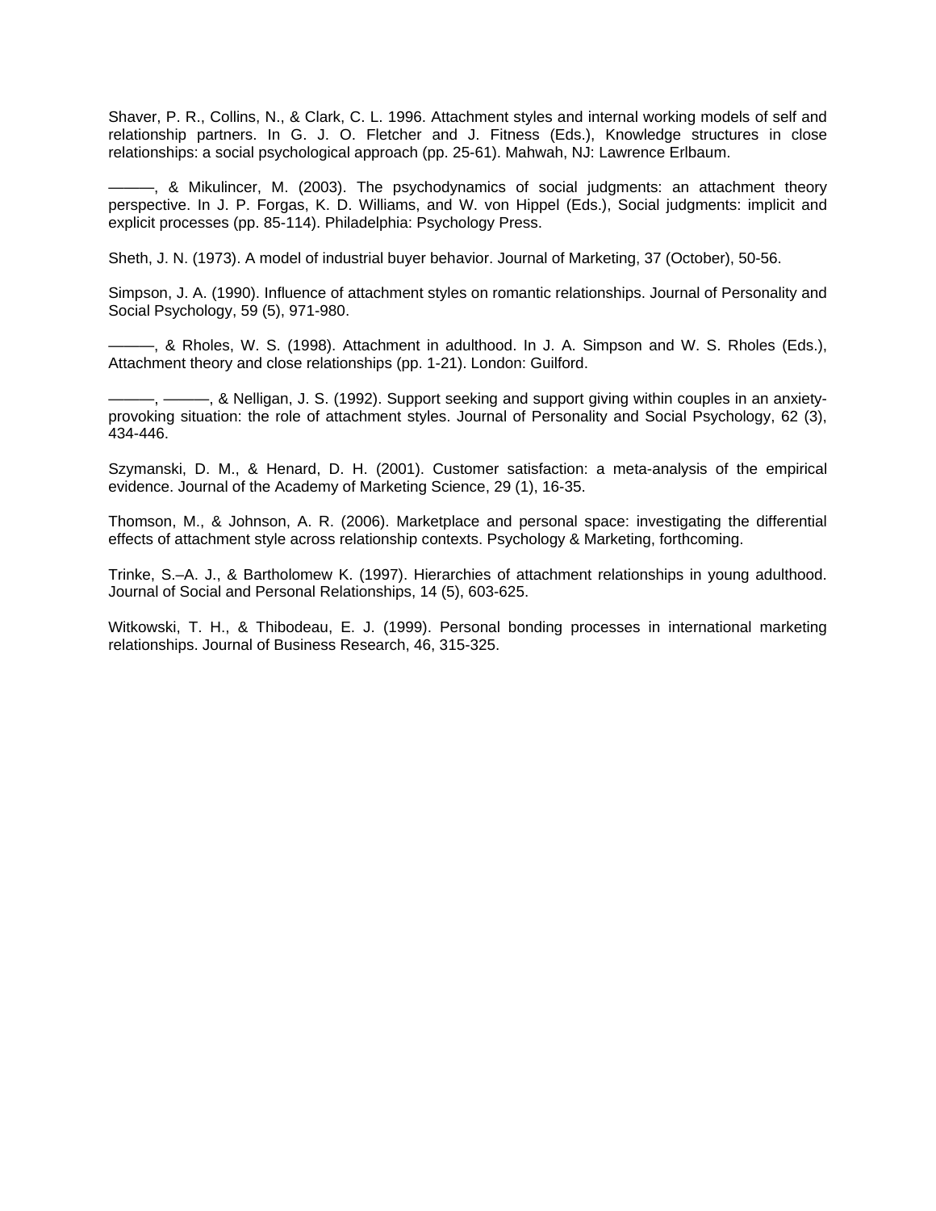Shaver, P. R., Collins, N., & Clark, C. L. 1996. Attachment styles and internal working models of self and relationship partners. In G. J. O. Fletcher and J. Fitness (Eds.), Knowledge structures in close relationships: a social psychological approach (pp. 25-61). Mahwah, NJ: Lawrence Erlbaum.

———, & Mikulincer, M. (2003). The psychodynamics of social judgments: an attachment theory perspective. In J. P. Forgas, K. D. Williams, and W. von Hippel (Eds.), Social judgments: implicit and explicit processes (pp. 85-114). Philadelphia: Psychology Press.

Sheth, J. N. (1973). A model of industrial buyer behavior. Journal of Marketing, 37 (October), 50-56.

Simpson, J. A. (1990). Influence of attachment styles on romantic relationships. Journal of Personality and Social Psychology, 59 (5), 971-980.

———, & Rholes, W. S. (1998). Attachment in adulthood. In J. A. Simpson and W. S. Rholes (Eds.), Attachment theory and close relationships (pp. 1-21). London: Guilford.

———, ———, & Nelligan, J. S. (1992). Support seeking and support giving within couples in an anxiety-provoking situation: the role of attachment styles. Journal of Personality and Social Psychology, 62 (3), 434-446.

Szymanski, D. M., & Henard, D. H. (2001). Customer satisfaction: a meta-analysis of the empirical evidence. Journal of the Academy of Marketing Science, 29 (1), 16-35.

Thomson, M., & Johnson, A. R. (2006). Marketplace and personal space: investigating the differential effects of attachment style across relationship contexts. Psychology & Marketing, forthcoming.

Trinke, S.–A. J., & Bartholomew K. (1997). Hierarchies of attachment relationships in young adulthood. Journal of Social and Personal Relationships, 14 (5), 603-625.

Witkowski, T. H., & Thibodeau, E. J. (1999). Personal bonding processes in international marketing relationships. Journal of Business Research, 46, 315-325.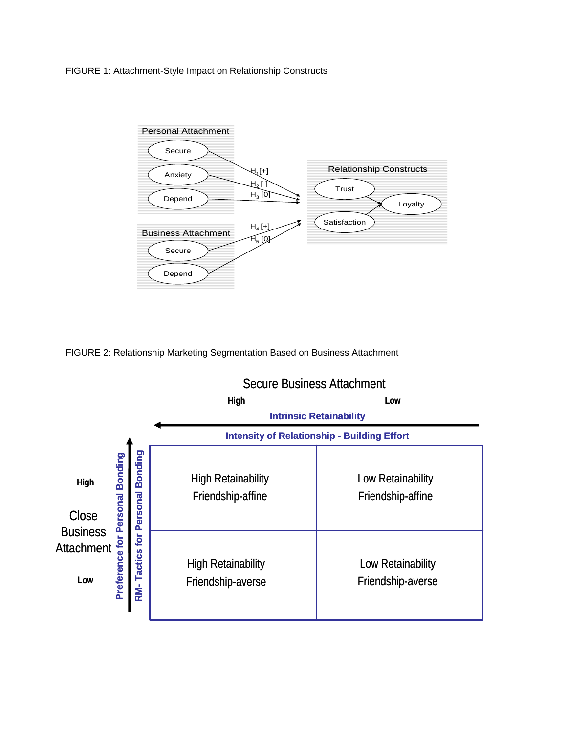FIGURE 1: Attachment-Style Impact on Relationship Constructs

Personal Attachment

Secure

Anxiety

Depend

$H_1$[+]

$H_2$ [-]

$H_3$ [0]

Relationship Constructs

Trust

Loyalty

Satisfaction

$H_4$ [+]

$H_5$ [0]

Business Attachment

Secure

Depend

FIGURE 2: Relationship Marketing Segmentation Based on Business Attachment

Secure Business Attachment

High — Low

Intrinsic Retainability

Intensity of Relationship - Building Effort

Close Business Attachment (High / Low)

Preference for Personal Bonding

RM- Tactics for Personal Bonding

| | High | Low |
|---|---|---|
| **High** | High Retainability Friendship-affine | Low Retainability Friendship-affine |
| **Low** | High Retainability Friendship-averse | Low Retainability Friendship-averse |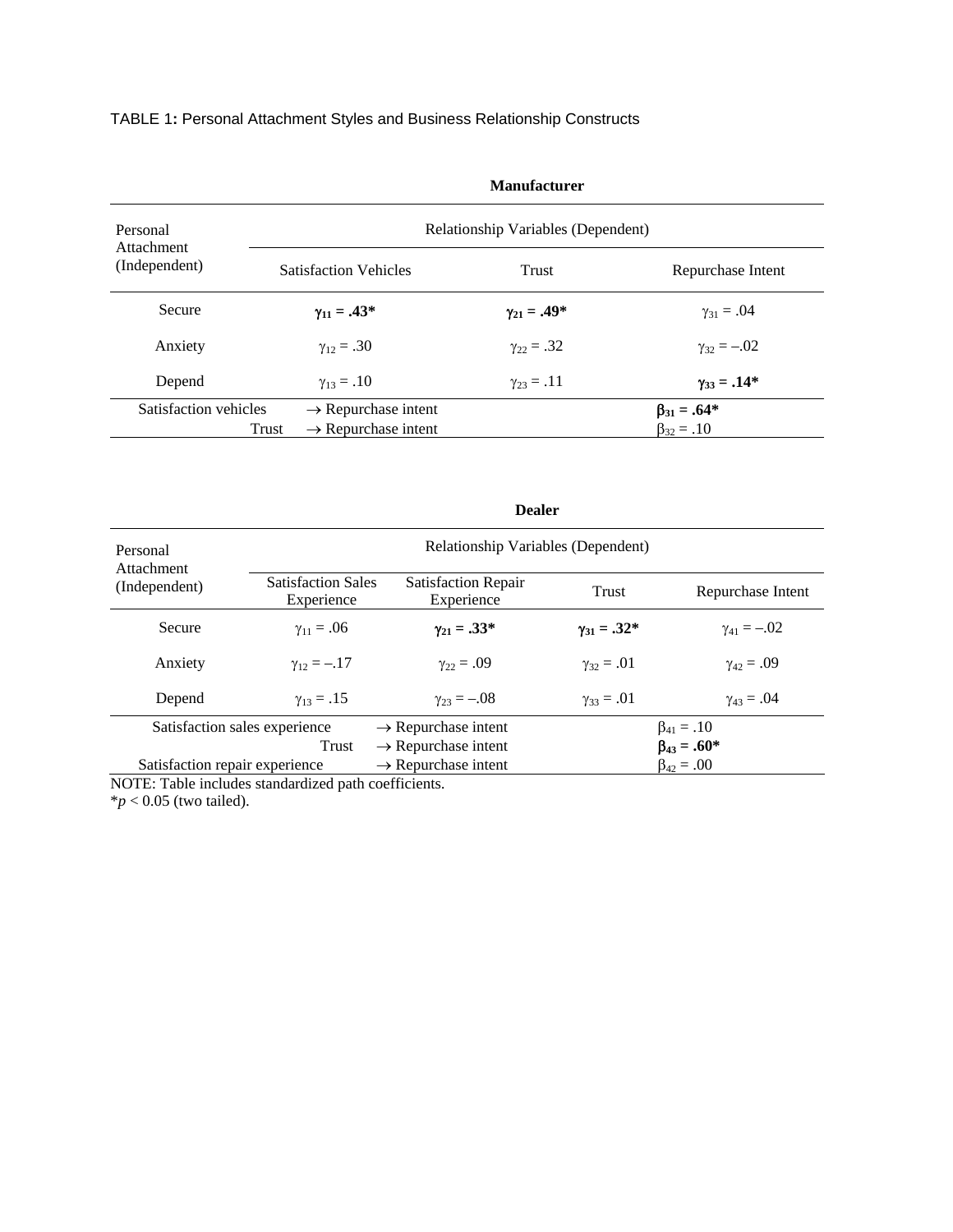TABLE 1: Personal Attachment Styles and Business Relationship Constructs

**Manufacturer**

| Personal Attachment (Independent) | Relationship Variables (Dependent) | | |
|---|---|---|---|
| | Satisfaction Vehicles | Trust | Repurchase Intent |
| Secure | **$\gamma_{11}$ = .43*** | **$\gamma_{21}$ = .49*** | $\gamma_{31}$ = .04 |
| Anxiety | $\gamma_{12}$ = .30 | $\gamma_{22}$ = .32 | $\gamma_{32}$ = –.02 |
| Depend | $\gamma_{13}$ = .10 | $\gamma_{23}$ = .11 | **$\gamma_{33}$ = .14*** |
| Satisfaction vehicles | → Repurchase intent | | **$\beta_{31}$ = .64*** |
| Trust | → Repurchase intent | | $\beta_{32}$ = .10 |

**Dealer**

| Personal Attachment (Independent) | Relationship Variables (Dependent) | | | |
|---|---|---|---|---|
| | Satisfaction Sales Experience | Satisfaction Repair Experience | Trust | Repurchase Intent |
| Secure | $\gamma_{11}$ = .06 | **$\gamma_{21}$ = .33*** | **$\gamma_{31}$ = .32*** | $\gamma_{41}$ = –.02 |
| Anxiety | $\gamma_{12}$ = –.17 | $\gamma_{22}$ = .09 | $\gamma_{32}$ = .01 | $\gamma_{42}$ = .09 |
| Depend | $\gamma_{13}$ = .15 | $\gamma_{23}$ = –.08 | $\gamma_{33}$ = .01 | $\gamma_{43}$ = .04 |
| Satisfaction sales experience | | → Repurchase intent | | $\beta_{41}$ = .10 |
| Trust | | → Repurchase intent | | **$\beta_{43}$ = .60*** |
| Satisfaction repair experience | | → Repurchase intent | | $\beta_{42}$ = .00 |

NOTE: Table includes standardized path coefficients.
*$p < 0.05$ (two tailed).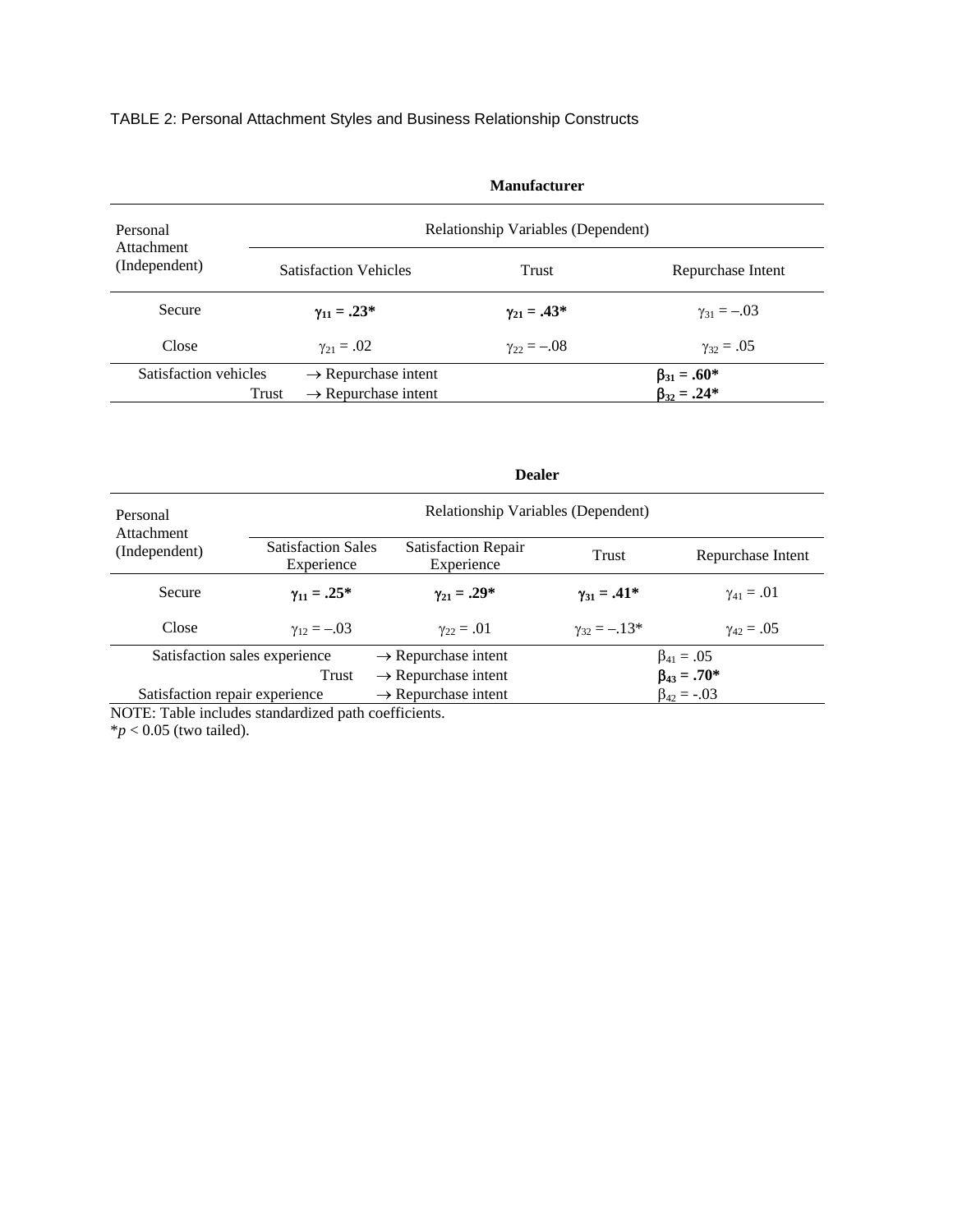TABLE 2: Personal Attachment Styles and Business Relationship Constructs

**Manufacturer**

| Personal Attachment (Independent) | Relationship Variables (Dependent) | | |
|---|---|---|---|
| | Satisfaction Vehicles | Trust | Repurchase Intent |
| Secure | $\boldsymbol{\gamma_{11} = .23^*}$ | $\boldsymbol{\gamma_{21} = .43^*}$ | $\gamma_{31} = -.03$ |
| Close | $\gamma_{21} = .02$ | $\gamma_{22} = -.08$ | $\gamma_{32} = .05$ |
| Satisfaction vehicles | $\rightarrow$ Repurchase intent | | $\boldsymbol{\beta_{31} = .60^*}$ |
| Trust | $\rightarrow$ Repurchase intent | | $\boldsymbol{\beta_{32} = .24^*}$ |

**Dealer**

| Personal Attachment (Independent) | Relationship Variables (Dependent) | | | |
|---|---|---|---|---|
| | Satisfaction Sales Experience | Satisfaction Repair Experience | Trust | Repurchase Intent |
| Secure | $\boldsymbol{\gamma_{11} = .25^*}$ | $\boldsymbol{\gamma_{21} = .29^*}$ | $\boldsymbol{\gamma_{31} = .41^*}$ | $\gamma_{41} = .01$ |
| Close | $\gamma_{12} = -.03$ | $\gamma_{22} = .01$ | $\gamma_{32} = -.13^*$ | $\gamma_{42} = .05$ |
| Satisfaction sales experience | | $\rightarrow$ Repurchase intent | | $\beta_{41} = .05$ |
| Trust | | $\rightarrow$ Repurchase intent | | $\boldsymbol{\beta_{43} = .70^*}$ |
| Satisfaction repair experience | | $\rightarrow$ Repurchase intent | | $\beta_{42} = -.03$ |

NOTE: Table includes standardized path coefficients.
$^*p < 0.05$ (two tailed).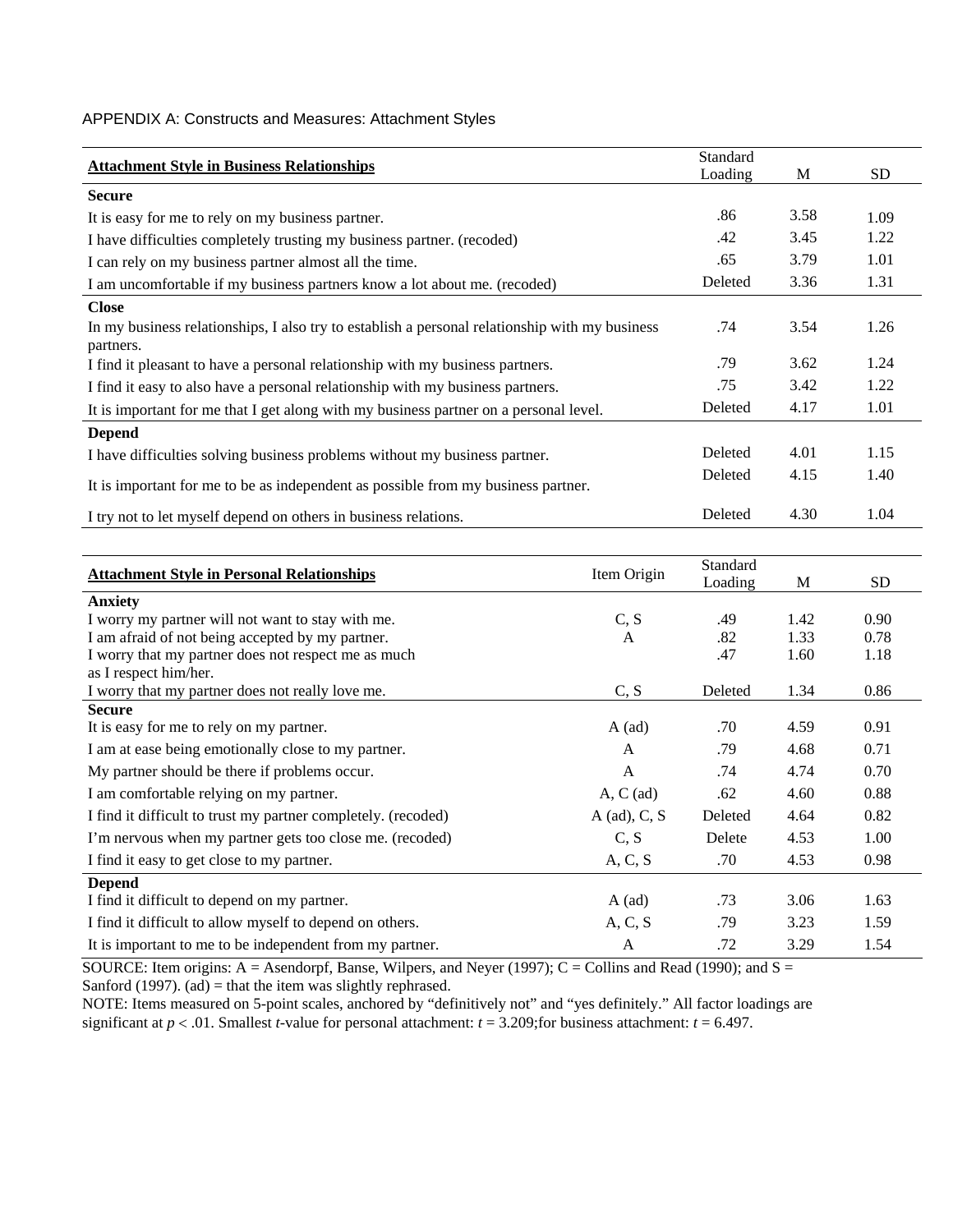APPENDIX A: Constructs and Measures: Attachment Styles

| **Attachment Style in Business Relationships** | Standard Loading | M | SD |
|---|---|---|---|
| **Secure** | | | |
| It is easy for me to rely on my business partner. | .86 | 3.58 | 1.09 |
| I have difficulties completely trusting my business partner. (recoded) | .42 | 3.45 | 1.22 |
| I can rely on my business partner almost all the time. | .65 | 3.79 | 1.01 |
| I am uncomfortable if my business partners know a lot about me. (recoded) | Deleted | 3.36 | 1.31 |
| **Close** | | | |
| In my business relationships, I also try to establish a personal relationship with my business partners. | .74 | 3.54 | 1.26 |
| I find it pleasant to have a personal relationship with my business partners. | .79 | 3.62 | 1.24 |
| I find it easy to also have a personal relationship with my business partners. | .75 | 3.42 | 1.22 |
| It is important for me that I get along with my business partner on a personal level. | Deleted | 4.17 | 1.01 |
| **Depend** | | | |
| I have difficulties solving business problems without my business partner. | Deleted | 4.01 | 1.15 |
| It is important for me to be as independent as possible from my business partner. | Deleted | 4.15 | 1.40 |
| I try not to let myself depend on others in business relations. | Deleted | 4.30 | 1.04 |

| **Attachment Style in Personal Relationships** | Item Origin | Standard Loading | M | SD |
|---|---|---|---|---|
| **Anxiety** | | | | |
| I worry my partner will not want to stay with me. | C, S | .49 | 1.42 | 0.90 |
| I am afraid of not being accepted by my partner. | A | .82 | 1.33 | 0.78 |
| I worry that my partner does not respect me as much as I respect him/her. | | .47 | 1.60 | 1.18 |
| I worry that my partner does not really love me. | C, S | Deleted | 1.34 | 0.86 |
| **Secure** | | | | |
| It is easy for me to rely on my partner. | A (ad) | .70 | 4.59 | 0.91 |
| I am at ease being emotionally close to my partner. | A | .79 | 4.68 | 0.71 |
| My partner should be there if problems occur. | A | .74 | 4.74 | 0.70 |
| I am comfortable relying on my partner. | A, C (ad) | .62 | 4.60 | 0.88 |
| I find it difficult to trust my partner completely. (recoded) | A (ad), C, S | Deleted | 4.64 | 0.82 |
| I'm nervous when my partner gets too close me. (recoded) | C, S | Delete | 4.53 | 1.00 |
| I find it easy to get close to my partner. | A, C, S | .70 | 4.53 | 0.98 |
| **Depend** | | | | |
| I find it difficult to depend on my partner. | A (ad) | .73 | 3.06 | 1.63 |
| I find it difficult to allow myself to depend on others. | A, C, S | .79 | 3.23 | 1.59 |
| It is important to me to be independent from my partner. | A | .72 | 3.29 | 1.54 |

SOURCE: Item origins: A = Asendorpf, Banse, Wilpers, and Neyer (1997); C = Collins and Read (1990); and S = Sanford (1997). (ad) = that the item was slightly rephrased.

NOTE: Items measured on 5-point scales, anchored by "definitively not" and "yes definitely." All factor loadings are significant at $p < .01$. Smallest $t$-value for personal attachment: $t = 3.209$;for business attachment: $t = 6.497$.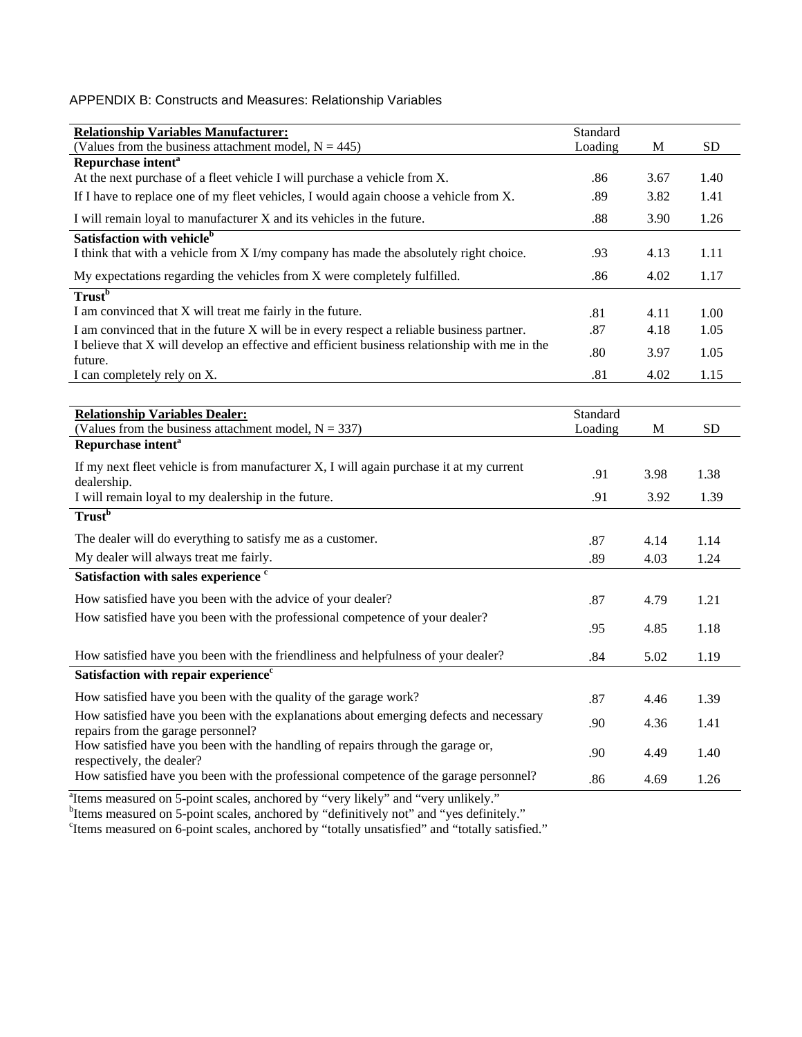APPENDIX B: Constructs and Measures: Relationship Variables

| **Relationship Variables Manufacturer:** (Values from the business attachment model, N = 445) | Standard Loading | M | SD |
|---|---|---|---|
| **Repurchase intent**[a] | | | |
| At the next purchase of a fleet vehicle I will purchase a vehicle from X. | .86 | 3.67 | 1.40 |
| If I have to replace one of my fleet vehicles, I would again choose a vehicle from X. | .89 | 3.82 | 1.41 |
| I will remain loyal to manufacturer X and its vehicles in the future. | .88 | 3.90 | 1.26 |
| **Satisfaction with vehicle**[b] | | | |
| I think that with a vehicle from X I/my company has made the absolutely right choice. | .93 | 4.13 | 1.11 |
| My expectations regarding the vehicles from X were completely fulfilled. | .86 | 4.02 | 1.17 |
| **Trust**[b] | | | |
| I am convinced that X will treat me fairly in the future. | .81 | 4.11 | 1.00 |
| I am convinced that in the future X will be in every respect a reliable business partner. | .87 | 4.18 | 1.05 |
| I believe that X will develop an effective and efficient business relationship with me in the future. | .80 | 3.97 | 1.05 |
| I can completely rely on X. | .81 | 4.02 | 1.15 |

| **Relationship Variables Dealer:** (Values from the business attachment model, N = 337) | Standard Loading | M | SD |
|---|---|---|---|
| **Repurchase intent**[a] | | | |
| If my next fleet vehicle is from manufacturer X, I will again purchase it at my current dealership. | .91 | 3.98 | 1.38 |
| I will remain loyal to my dealership in the future. | .91 | 3.92 | 1.39 |
| **Trust**[b] | | | |
| The dealer will do everything to satisfy me as a customer. | .87 | 4.14 | 1.14 |
| My dealer will always treat me fairly. | .89 | 4.03 | 1.24 |
| **Satisfaction with sales experience**[c] | | | |
| How satisfied have you been with the advice of your dealer? | .87 | 4.79 | 1.21 |
| How satisfied have you been with the professional competence of your dealer? | .95 | 4.85 | 1.18 |
| How satisfied have you been with the friendliness and helpfulness of your dealer? | .84 | 5.02 | 1.19 |
| **Satisfaction with repair experience**[c] | | | |
| How satisfied have you been with the quality of the garage work? | .87 | 4.46 | 1.39 |
| How satisfied have you been with the explanations about emerging defects and necessary repairs from the garage personnel? | .90 | 4.36 | 1.41 |
| How satisfied have you been with the handling of repairs through the garage or, respectively, the dealer? | .90 | 4.49 | 1.40 |
| How satisfied have you been with the professional competence of the garage personnel? | .86 | 4.69 | 1.26 |

[a]Items measured on 5-point scales, anchored by "very likely" and "very unlikely."
[b]Items measured on 5-point scales, anchored by "definitively not" and "yes definitely."
[c]Items measured on 6-point scales, anchored by "totally unsatisfied" and "totally satisfied."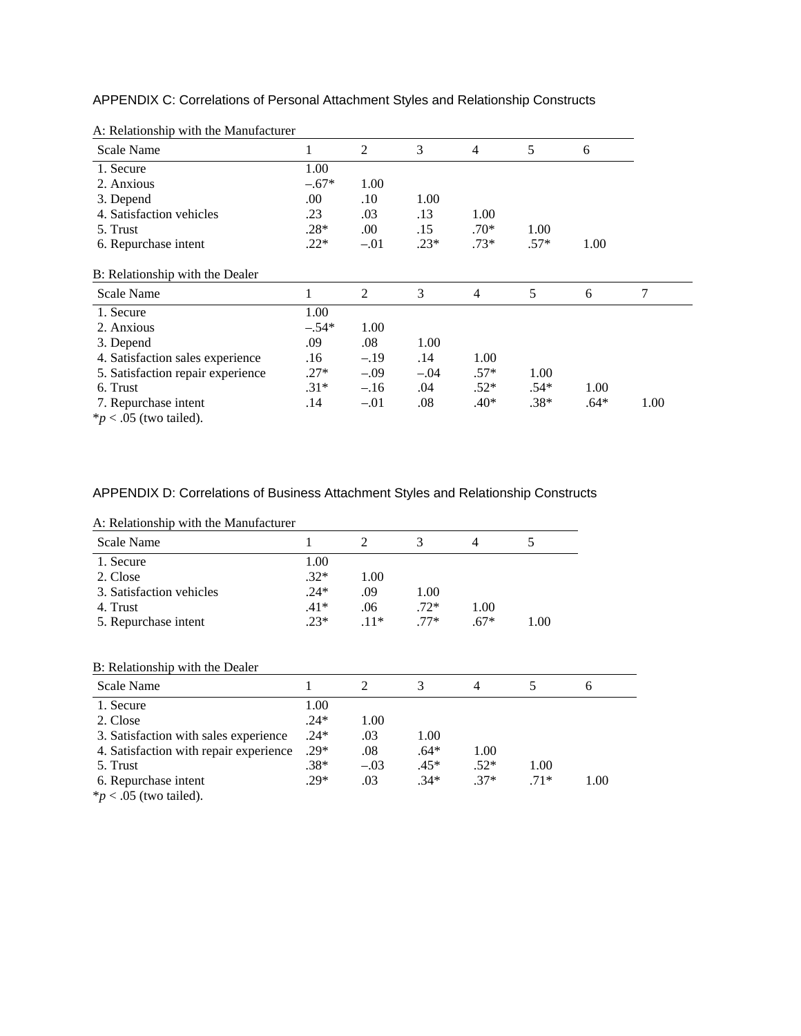## APPENDIX C: Correlations of Personal Attachment Styles and Relationship Constructs

A: Relationship with the Manufacturer

| Scale Name | 1 | 2 | 3 | 4 | 5 | 6 |
|---|---|---|---|---|---|---|
| 1. Secure | 1.00 | | | | | |
| 2. Anxious | –.67* | 1.00 | | | | |
| 3. Depend | .00 | .10 | 1.00 | | | |
| 4. Satisfaction vehicles | .23 | .03 | .13 | 1.00 | | |
| 5. Trust | .28* | .00 | .15 | .70* | 1.00 | |
| 6. Repurchase intent | .22* | –.01 | .23* | .73* | .57* | 1.00 |

B: Relationship with the Dealer

| Scale Name | 1 | 2 | 3 | 4 | 5 | 6 | 7 |
|---|---|---|---|---|---|---|---|
| 1. Secure | 1.00 | | | | | | |
| 2. Anxious | –.54* | 1.00 | | | | | |
| 3. Depend | .09 | .08 | 1.00 | | | | |
| 4. Satisfaction sales experience | .16 | –.19 | .14 | 1.00 | | | |
| 5. Satisfaction repair experience | .27* | –.09 | –.04 | .57* | 1.00 | | |
| 6. Trust | .31* | –.16 | .04 | .52* | .54* | 1.00 | |
| 7. Repurchase intent | .14 | –.01 | .08 | .40* | .38* | .64* | 1.00 |

*$p < .05$ (two tailed).

## APPENDIX D: Correlations of Business Attachment Styles and Relationship Constructs

A: Relationship with the Manufacturer

| Scale Name | 1 | 2 | 3 | 4 | 5 |
|---|---|---|---|---|---|
| 1. Secure | 1.00 | | | | |
| 2. Close | .32* | 1.00 | | | |
| 3. Satisfaction vehicles | .24* | .09 | 1.00 | | |
| 4. Trust | .41* | .06 | .72* | 1.00 | |
| 5. Repurchase intent | .23* | .11* | .77* | .67* | 1.00 |

B: Relationship with the Dealer

| Scale Name | 1 | 2 | 3 | 4 | 5 | 6 |
|---|---|---|---|---|---|---|
| 1. Secure | 1.00 | | | | | |
| 2. Close | .24* | 1.00 | | | | |
| 3. Satisfaction with sales experience | .24* | .03 | 1.00 | | | |
| 4. Satisfaction with repair experience | .29* | .08 | .64* | 1.00 | | |
| 5. Trust | .38* | –.03 | .45* | .52* | 1.00 | |
| 6. Repurchase intent | .29* | .03 | .34* | .37* | .71* | 1.00 |

*$p < .05$ (two tailed).